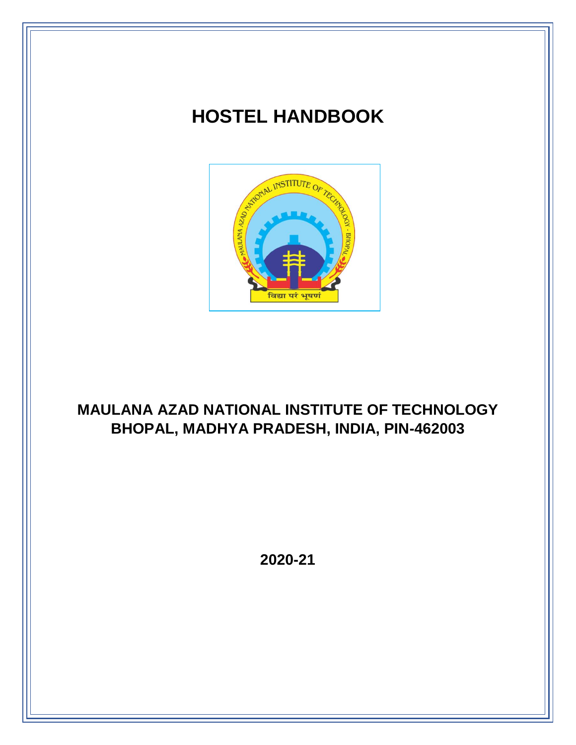# HOSTEL HANDBOOK

## MAULANA AZAD NATIONAL INSTITUTE OF TECHNOLOGY BHOPAL, MADHYA PRADESH, INDIA, PIN-462003

**2020-21**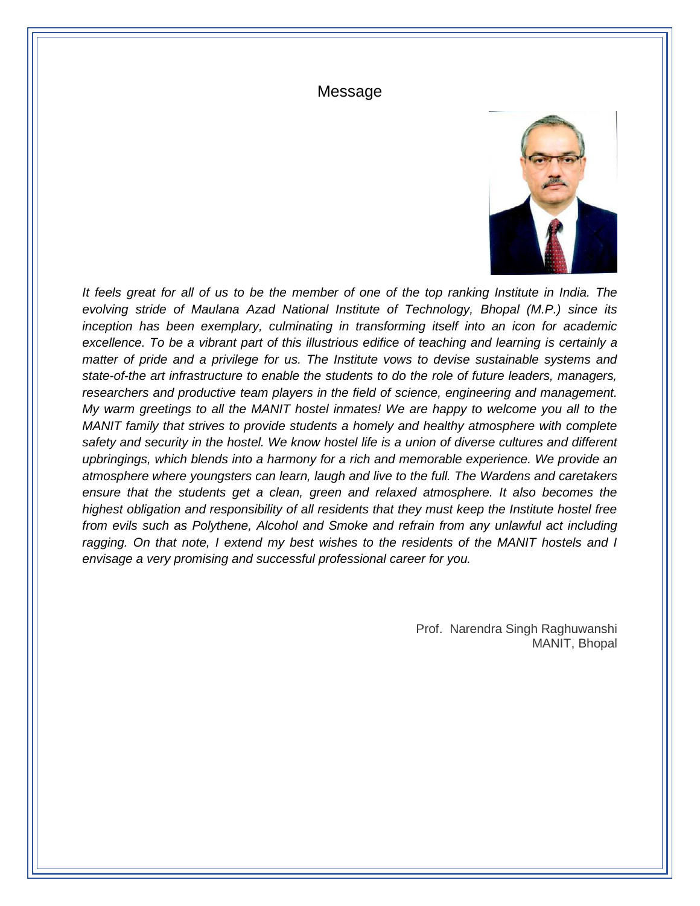# Message

*It feels great for all of us to be the member of one of the top ranking Institute in India. The evolving stride of Maulana Azad National Institute of Technology, Bhopal (M.P.) since its inception has been exemplary, culminating in transforming itself into an icon for academic excellence. To be a vibrant part of this illustrious edifice of teaching and learning is certainly a matter of pride and a privilege for us. The Institute vows to devise sustainable systems and state-of-the art infrastructure to enable the students to do the role of future leaders, managers, researchers and productive team players in the field of science, engineering and management. My warm greetings to all the MANIT hostel inmates! We are happy to welcome you all to the MANIT family that strives to provide students a homely and healthy atmosphere with complete safety and security in the hostel. We know hostel life is a union of diverse cultures and different upbringings, which blends into a harmony for a rich and memorable experience. We provide an atmosphere where youngsters can learn, laugh and live to the full. The Wardens and caretakers ensure that the students get a clean, green and relaxed atmosphere. It also becomes the highest obligation and responsibility of all residents that they must keep the Institute hostel free from evils such as Polythene, Alcohol and Smoke and refrain from any unlawful act including ragging. On that note, I extend my best wishes to the residents of the MANIT hostels and I envisage a very promising and successful professional career for you.*

Prof. Narendra Singh Raghuwanshi
MANIT, Bhopal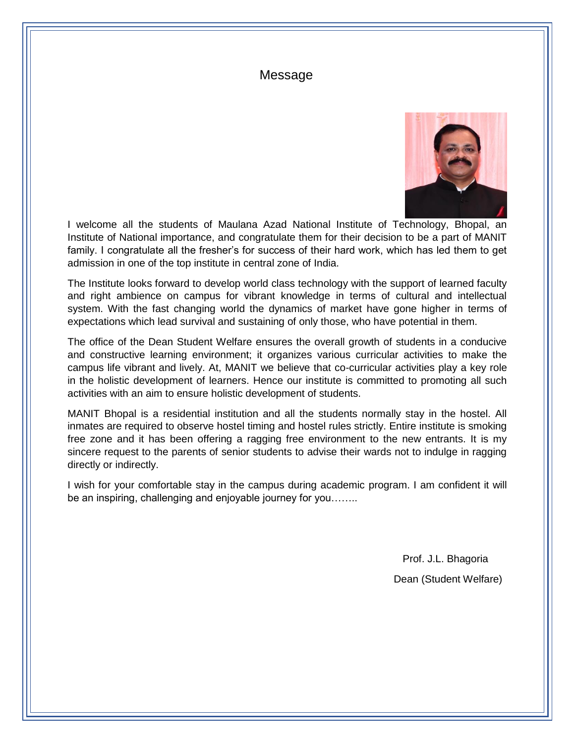# Message

I welcome all the students of Maulana Azad National Institute of Technology, Bhopal, an Institute of National importance, and congratulate them for their decision to be a part of MANIT family. I congratulate all the fresher's for success of their hard work, which has led them to get admission in one of the top institute in central zone of India.

The Institute looks forward to develop world class technology with the support of learned faculty and right ambience on campus for vibrant knowledge in terms of cultural and intellectual system. With the fast changing world the dynamics of market have gone higher in terms of expectations which lead survival and sustaining of only those, who have potential in them.

The office of the Dean Student Welfare ensures the overall growth of students in a conducive and constructive learning environment; it organizes various curricular activities to make the campus life vibrant and lively. At, MANIT we believe that co-curricular activities play a key role in the holistic development of learners. Hence our institute is committed to promoting all such activities with an aim to ensure holistic development of students.

MANIT Bhopal is a residential institution and all the students normally stay in the hostel. All inmates are required to observe hostel timing and hostel rules strictly. Entire institute is smoking free zone and it has been offering a ragging free environment to the new entrants. It is my sincere request to the parents of senior students to advise their wards not to indulge in ragging directly or indirectly.

I wish for your comfortable stay in the campus during academic program. I am confident it will be an inspiring, challenging and enjoyable journey for you……..

Prof. J.L. Bhagoria

Dean (Student Welfare)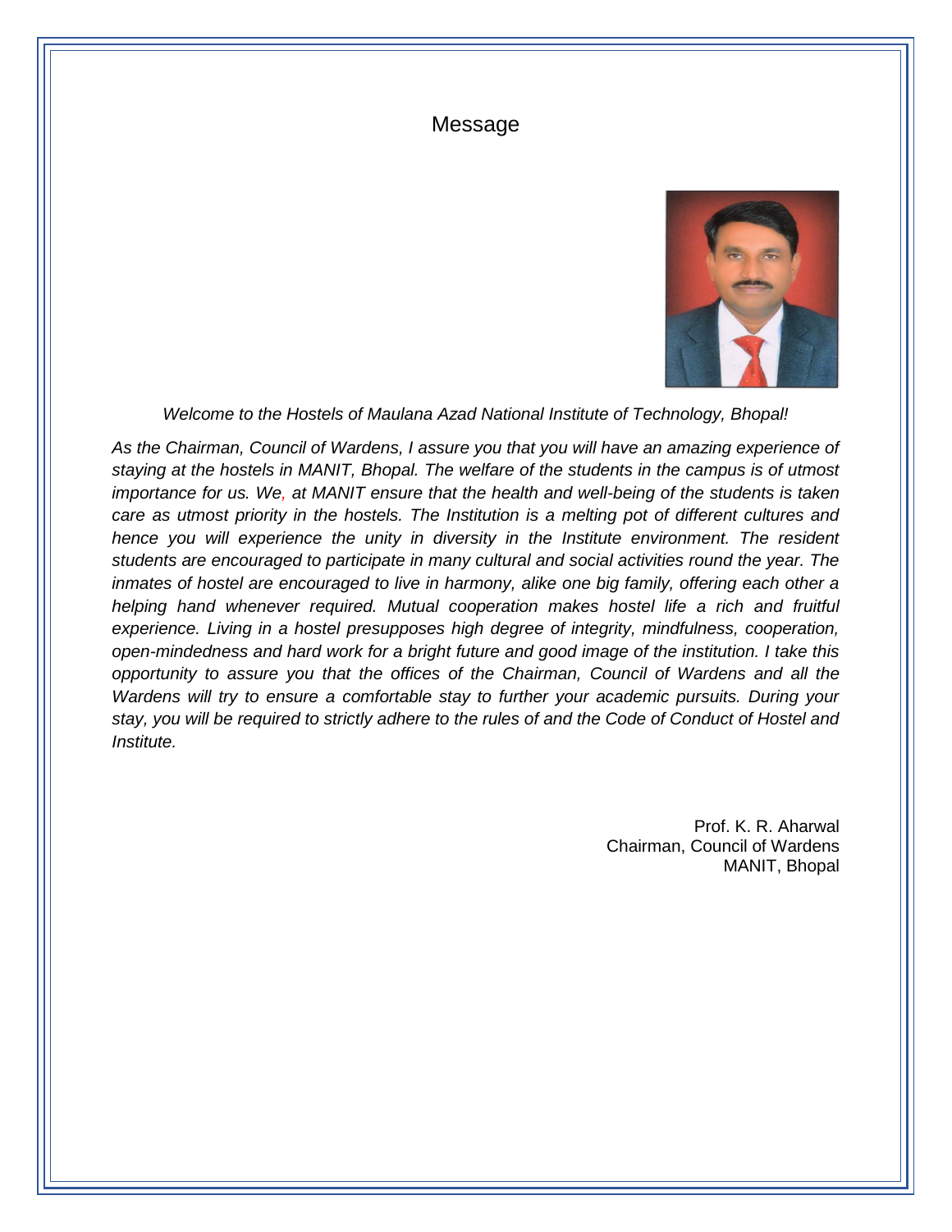# Message

*Welcome to the Hostels of Maulana Azad National Institute of Technology, Bhopal!*

*As the Chairman, Council of Wardens, I assure you that you will have an amazing experience of staying at the hostels in MANIT, Bhopal. The welfare of the students in the campus is of utmost importance for us. We, at MANIT ensure that the health and well-being of the students is taken care as utmost priority in the hostels. The Institution is a melting pot of different cultures and hence you will experience the unity in diversity in the Institute environment. The resident students are encouraged to participate in many cultural and social activities round the year. The inmates of hostel are encouraged to live in harmony, alike one big family, offering each other a helping hand whenever required. Mutual cooperation makes hostel life a rich and fruitful experience. Living in a hostel presupposes high degree of integrity, mindfulness, cooperation, open-mindedness and hard work for a bright future and good image of the institution. I take this opportunity to assure you that the offices of the Chairman, Council of Wardens and all the Wardens will try to ensure a comfortable stay to further your academic pursuits. During your stay, you will be required to strictly adhere to the rules of and the Code of Conduct of Hostel and Institute.*

Prof. K. R. Aharwal
Chairman, Council of Wardens
MANIT, Bhopal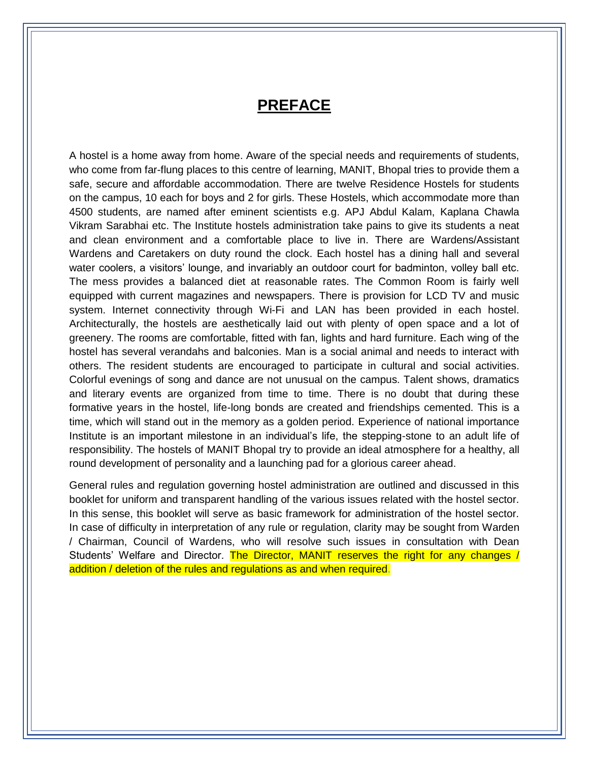# PREFACE

A hostel is a home away from home. Aware of the special needs and requirements of students, who come from far-flung places to this centre of learning, MANIT, Bhopal tries to provide them a safe, secure and affordable accommodation. There are twelve Residence Hostels for students on the campus, 10 each for boys and 2 for girls. These Hostels, which accommodate more than 4500 students, are named after eminent scientists e.g. APJ Abdul Kalam, Kaplana Chawla Vikram Sarabhai etc. The Institute hostels administration take pains to give its students a neat and clean environment and a comfortable place to live in. There are Wardens/Assistant Wardens and Caretakers on duty round the clock. Each hostel has a dining hall and several water coolers, a visitors' lounge, and invariably an outdoor court for badminton, volley ball etc. The mess provides a balanced diet at reasonable rates. The Common Room is fairly well equipped with current magazines and newspapers. There is provision for LCD TV and music system. Internet connectivity through Wi-Fi and LAN has been provided in each hostel. Architecturally, the hostels are aesthetically laid out with plenty of open space and a lot of greenery. The rooms are comfortable, fitted with fan, lights and hard furniture. Each wing of the hostel has several verandahs and balconies. Man is a social animal and needs to interact with others. The resident students are encouraged to participate in cultural and social activities. Colorful evenings of song and dance are not unusual on the campus. Talent shows, dramatics and literary events are organized from time to time. There is no doubt that during these formative years in the hostel, life-long bonds are created and friendships cemented. This is a time, which will stand out in the memory as a golden period. Experience of national importance Institute is an important milestone in an individual's life, the stepping-stone to an adult life of responsibility. The hostels of MANIT Bhopal try to provide an ideal atmosphere for a healthy, all round development of personality and a launching pad for a glorious career ahead.

General rules and regulation governing hostel administration are outlined and discussed in this booklet for uniform and transparent handling of the various issues related with the hostel sector. In this sense, this booklet will serve as basic framework for administration of the hostel sector. In case of difficulty in interpretation of any rule or regulation, clarity may be sought from Warden / Chairman, Council of Wardens, who will resolve such issues in consultation with Dean Students' Welfare and Director. The Director, MANIT reserves the right for any changes / addition / deletion of the rules and regulations as and when required.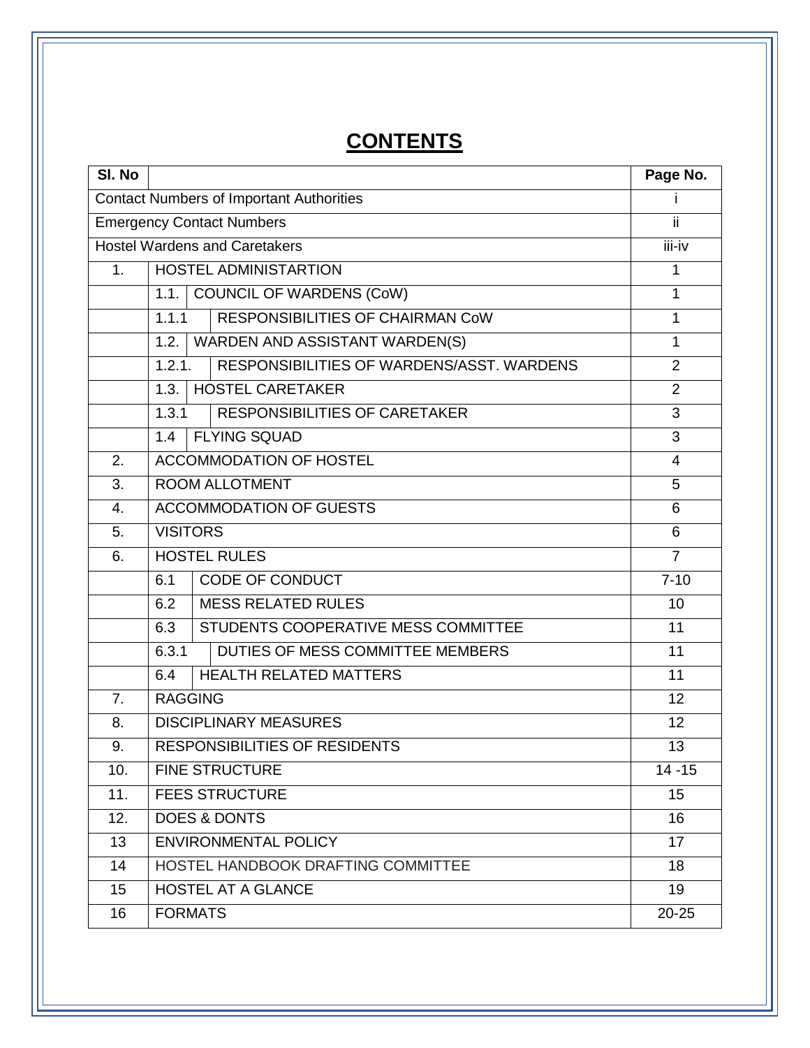# CONTENTS

| Sl. No | | Page No. |
|---|---|---|
| Contact Numbers of Important Authorities | | i |
| Emergency Contact Numbers | | ii |
| Hostel Wardens and Caretakers | | iii-iv |
| 1. | HOSTEL ADMINISTARTION | 1 |
| | 1.1. COUNCIL OF WARDENS (CoW) | 1 |
| | 1.1.1 RESPONSIBILITIES OF CHAIRMAN CoW | 1 |
| | 1.2. WARDEN AND ASSISTANT WARDEN(S) | 1 |
| | 1.2.1. RESPONSIBILITIES OF WARDENS/ASST. WARDENS | 2 |
| | 1.3. HOSTEL CARETAKER | 2 |
| | 1.3.1 RESPONSIBILITIES OF CARETAKER | 3 |
| | 1.4 FLYING SQUAD | 3 |
| 2. | ACCOMMODATION OF HOSTEL | 4 |
| 3. | ROOM ALLOTMENT | 5 |
| 4. | ACCOMMODATION OF GUESTS | 6 |
| 5. | VISITORS | 6 |
| 6. | HOSTEL RULES | 7 |
| | 6.1 CODE OF CONDUCT | 7-10 |
| | 6.2 MESS RELATED RULES | 10 |
| | 6.3 STUDENTS COOPERATIVE MESS COMMITTEE | 11 |
| | 6.3.1 DUTIES OF MESS COMMITTEE MEMBERS | 11 |
| | 6.4 HEALTH RELATED MATTERS | 11 |
| 7. | RAGGING | 12 |
| 8. | DISCIPLINARY MEASURES | 12 |
| 9. | RESPONSIBILITIES OF RESIDENTS | 13 |
| 10. | FINE STRUCTURE | 14 -15 |
| 11. | FEES STRUCTURE | 15 |
| 12. | DOES & DONTS | 16 |
| 13 | ENVIRONMENTAL POLICY | 17 |
| 14 | HOSTEL HANDBOOK DRAFTING COMMITTEE | 18 |
| 15 | HOSTEL AT A GLANCE | 19 |
| 16 | FORMATS | 20-25 |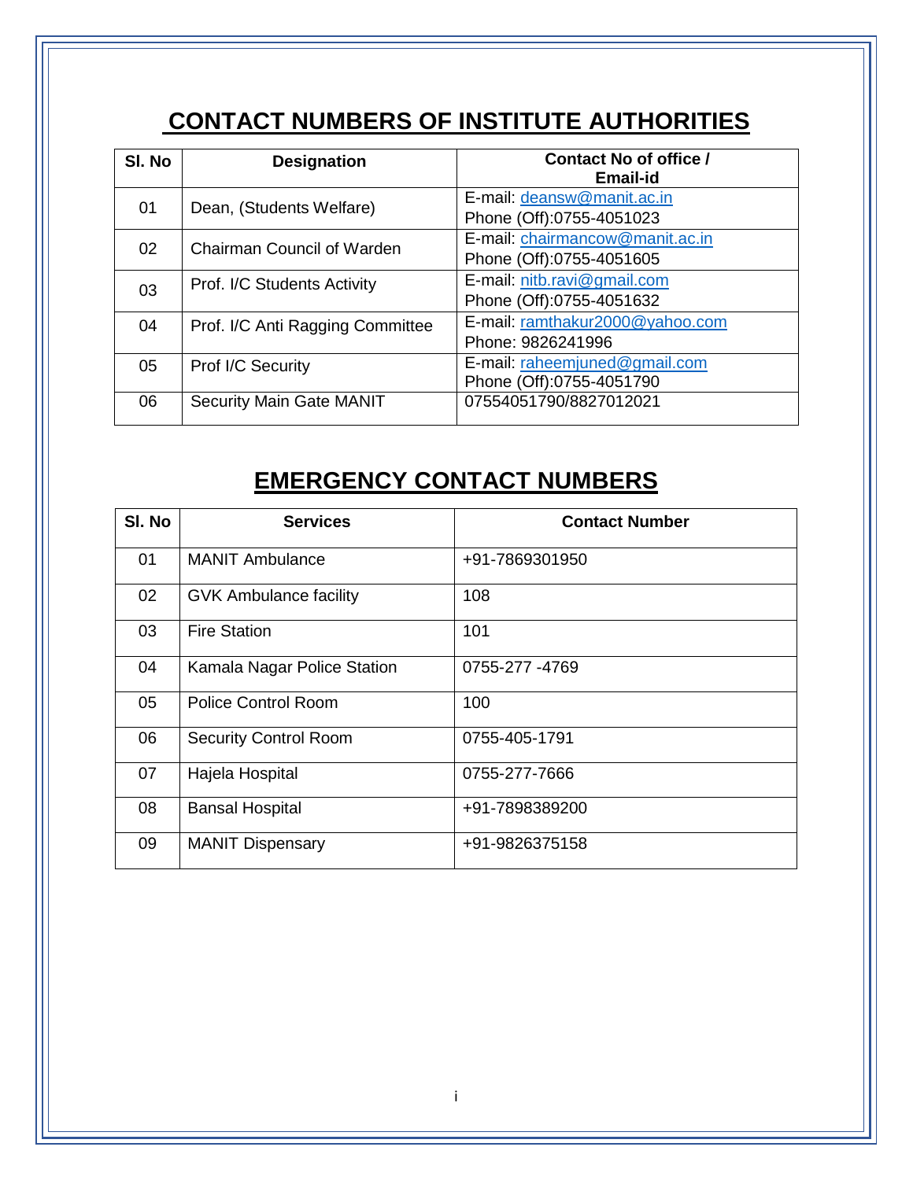# CONTACT NUMBERS OF INSTITUTE AUTHORITIES

| Sl. No | Designation | Contact No of office / Email-id |
|---|---|---|
| 01 | Dean, (Students Welfare) | E-mail: deansw@manit.ac.in<br>Phone (Off):0755-4051023 |
| 02 | Chairman Council of Warden | E-mail: chairmancow@manit.ac.in<br>Phone (Off):0755-4051605 |
| 03 | Prof. I/C Students Activity | E-mail: nitb.ravi@gmail.com<br>Phone (Off):0755-4051632 |
| 04 | Prof. I/C Anti Ragging Committee | E-mail: ramthakur2000@yahoo.com<br>Phone: 9826241996 |
| 05 | Prof I/C Security | E-mail: raheemjuned@gmail.com<br>Phone (Off):0755-4051790 |
| 06 | Security Main Gate MANIT | 07554051790/8827012021 |

# EMERGENCY CONTACT NUMBERS

| Sl. No | Services | Contact Number |
|---|---|---|
| 01 | MANIT Ambulance | +91-7869301950 |
| 02 | GVK Ambulance facility | 108 |
| 03 | Fire Station | 101 |
| 04 | Kamala Nagar Police Station | 0755-277 -4769 |
| 05 | Police Control Room | 100 |
| 06 | Security Control Room | 0755-405-1791 |
| 07 | Hajela Hospital | 0755-277-7666 |
| 08 | Bansal Hospital | +91-7898389200 |
| 09 | MANIT Dispensary | +91-9826375158 |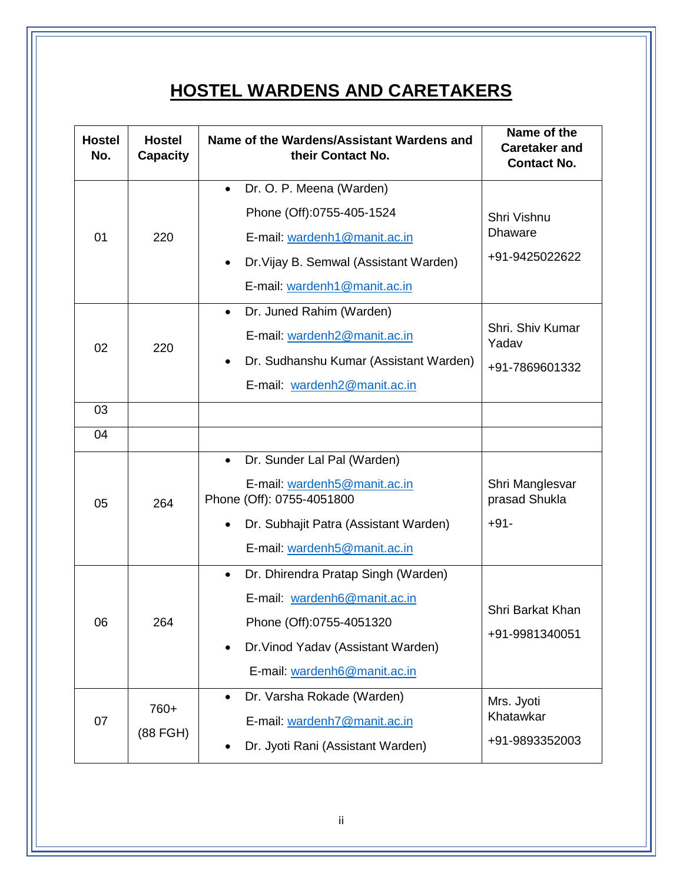# HOSTEL WARDENS AND CARETAKERS

| Hostel No. | Hostel Capacity | Name of the Wardens/Assistant Wardens and their Contact No. | Name of the Caretaker and Contact No. |
|---|---|---|---|
| 01 | 220 | • Dr. O. P. Meena (Warden)<br>Phone (Off):0755-405-1524<br>E-mail: wardenh1@manit.ac.in<br>• Dr.Vijay B. Semwal (Assistant Warden)<br>E-mail: wardenh1@manit.ac.in | Shri Vishnu Dhaware<br>+91-9425022622 |
| 02 | 220 | • Dr. Juned Rahim (Warden)<br>E-mail: wardenh2@manit.ac.in<br>• Dr. Sudhanshu Kumar (Assistant Warden)<br>E-mail: wardenh2@manit.ac.in | Shri. Shiv Kumar Yadav<br>+91-7869601332 |
| 03 | | | |
| 04 | | | |
| 05 | 264 | • Dr. Sunder Lal Pal (Warden)<br>E-mail: wardenh5@manit.ac.in<br>Phone (Off): 0755-4051800<br>• Dr. Subhajit Patra (Assistant Warden)<br>E-mail: wardenh5@manit.ac.in | Shri Manglesvar prasad Shukla<br>+91- |
| 06 | 264 | • Dr. Dhirendra Pratap Singh (Warden)<br>E-mail: wardenh6@manit.ac.in<br>Phone (Off):0755-4051320<br>• Dr.Vinod Yadav (Assistant Warden)<br>E-mail: wardenh6@manit.ac.in | Shri Barkat Khan<br>+91-9981340051 |
| 07 | 760+<br>(88 FGH) | • Dr. Varsha Rokade (Warden)<br>E-mail: wardenh7@manit.ac.in<br>• Dr. Jyoti Rani (Assistant Warden) | Mrs. Jyoti Khatawkar<br>+91-9893352003 |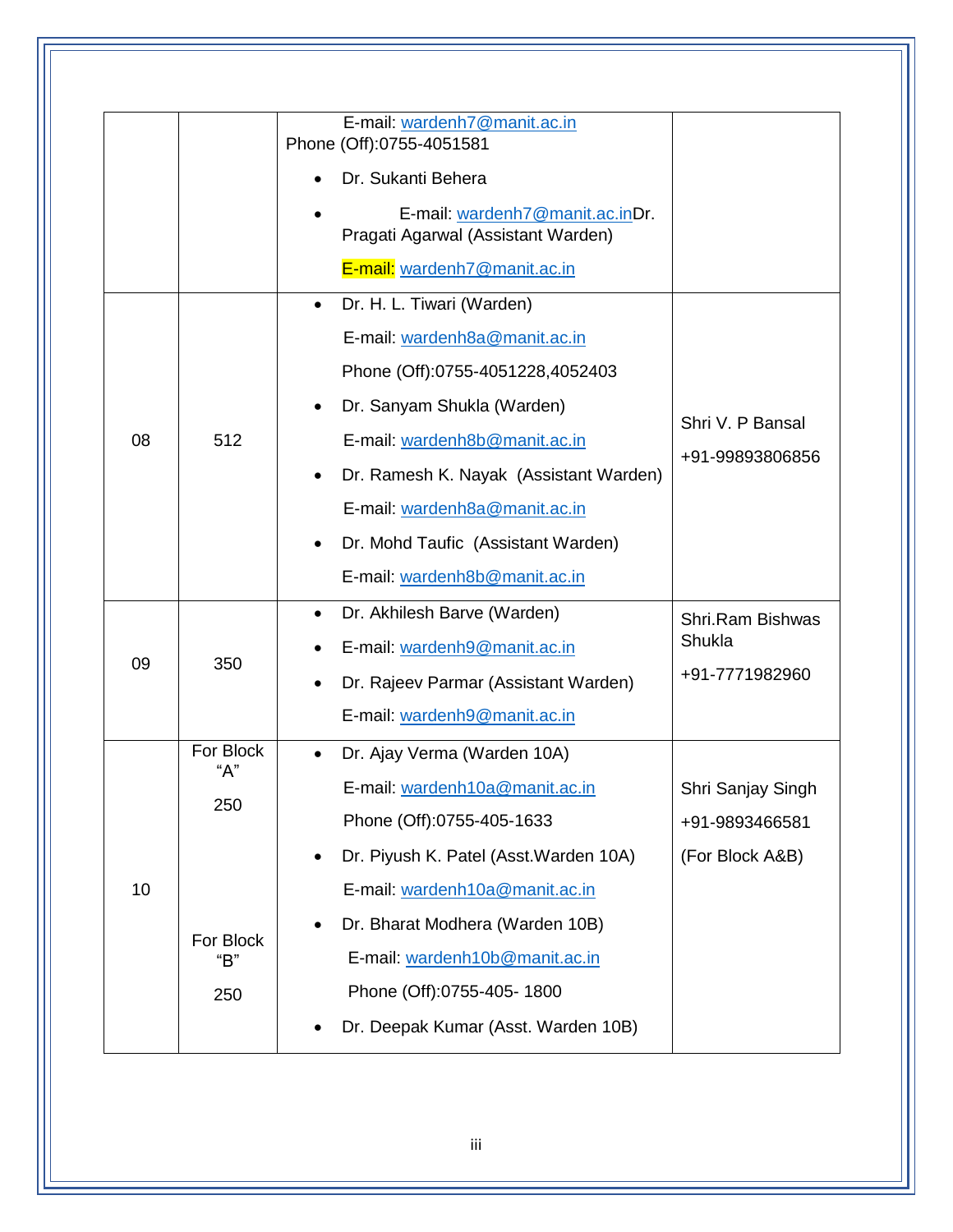| | | | |
|---|---|---|---|
| | | E-mail: wardenh7@manit.ac.in<br>Phone (Off):0755-4051581<br>• Dr. Sukanti Behera<br>• E-mail: wardenh7@manit.ac.inDr. Pragati Agarwal (Assistant Warden)<br>E-mail: wardenh7@manit.ac.in | |
| 08 | 512 | • Dr. H. L. Tiwari (Warden)<br>E-mail: wardenh8a@manit.ac.in<br>Phone (Off):0755-4051228,4052403<br>• Dr. Sanyam Shukla (Warden)<br>E-mail: wardenh8b@manit.ac.in<br>• Dr. Ramesh K. Nayak (Assistant Warden)<br>E-mail: wardenh8a@manit.ac.in<br>• Dr. Mohd Taufic (Assistant Warden)<br>E-mail: wardenh8b@manit.ac.in | Shri V. P Bansal<br>+91-99893806856 |
| 09 | 350 | • Dr. Akhilesh Barve (Warden)<br>• E-mail: wardenh9@manit.ac.in<br>• Dr. Rajeev Parmar (Assistant Warden)<br>E-mail: wardenh9@manit.ac.in | Shri.Ram Bishwas Shukla<br>+91-7771982960 |
| 10 | For Block "A"<br>250<br><br>For Block "B"<br>250 | • Dr. Ajay Verma (Warden 10A)<br>E-mail: wardenh10a@manit.ac.in<br>Phone (Off):0755-405-1633<br>• Dr. Piyush K. Patel (Asst.Warden 10A)<br>E-mail: wardenh10a@manit.ac.in<br>• Dr. Bharat Modhera (Warden 10B)<br>E-mail: wardenh10b@manit.ac.in<br>Phone (Off):0755-405- 1800<br>• Dr. Deepak Kumar (Asst. Warden 10B) | Shri Sanjay Singh<br>+91-9893466581<br>(For Block A&B) |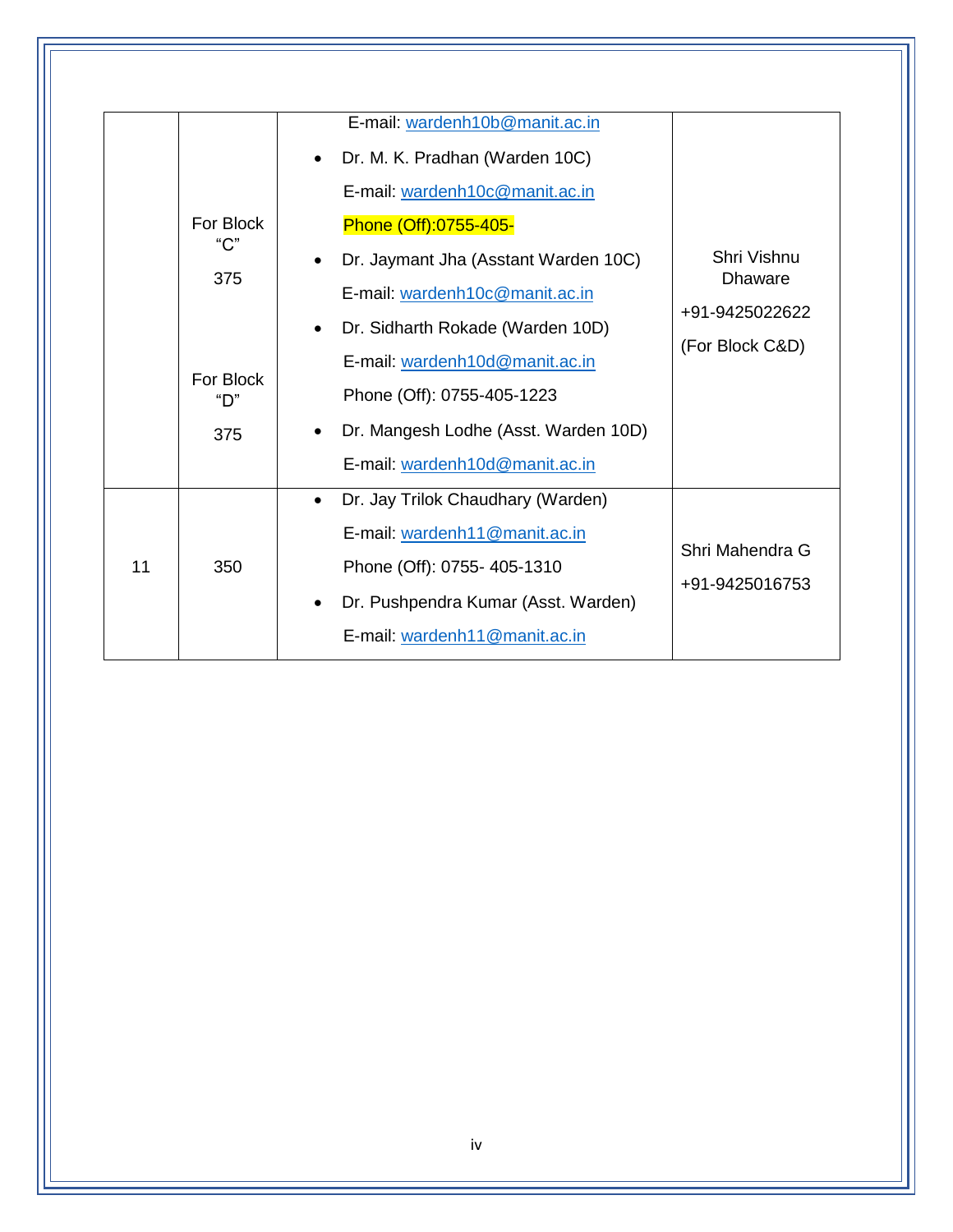| | | | |
|---|---|---|---|
| | For Block "C" 375<br><br>For Block "D" 375 | E-mail: wardenh10b@manit.ac.in<br>• Dr. M. K. Pradhan (Warden 10C)<br>E-mail: wardenh10c@manit.ac.in<br>Phone (Off):0755-405-<br>• Dr. Jaymant Jha (Asstant Warden 10C)<br>E-mail: wardenh10c@manit.ac.in<br>• Dr. Sidharth Rokade (Warden 10D)<br>E-mail: wardenh10d@manit.ac.in<br>Phone (Off): 0755-405-1223<br>• Dr. Mangesh Lodhe (Asst. Warden 10D)<br>E-mail: wardenh10d@manit.ac.in | Shri Vishnu Dhaware<br>+91-9425022622<br>(For Block C&D) |
| 11 | 350 | • Dr. Jay Trilok Chaudhary (Warden)<br>E-mail: wardenh11@manit.ac.in<br>Phone (Off): 0755- 405-1310<br>• Dr. Pushpendra Kumar (Asst. Warden)<br>E-mail: wardenh11@manit.ac.in | Shri Mahendra G<br>+91-9425016753 |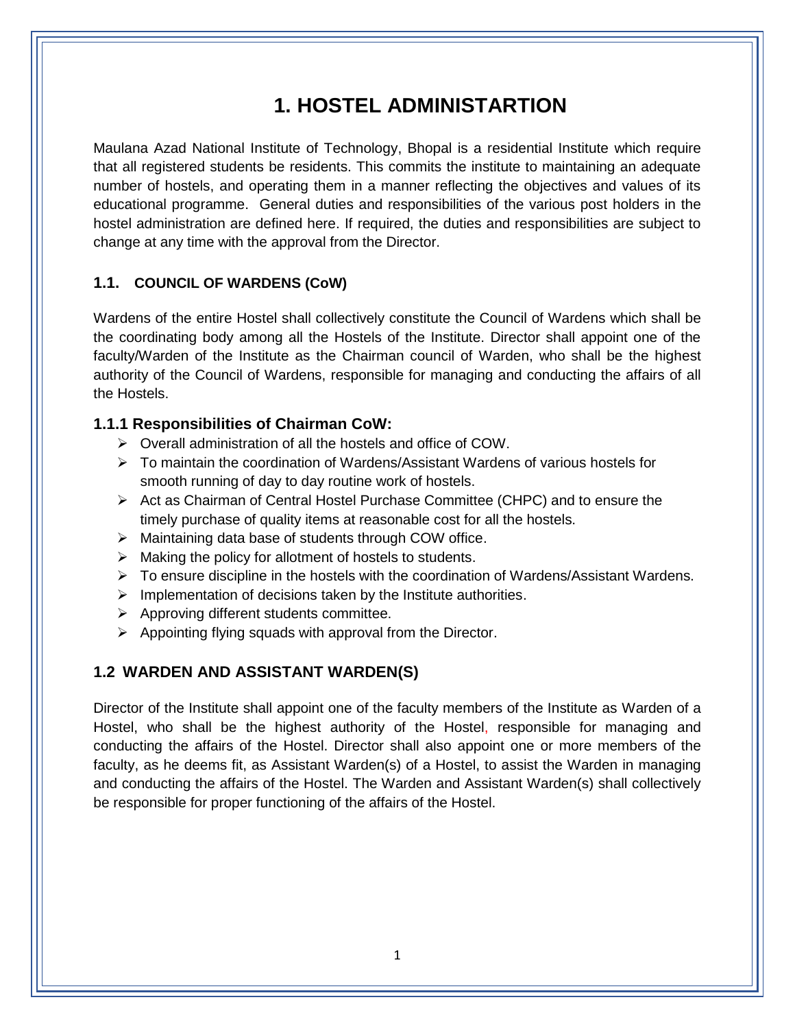# 1. HOSTEL ADMINISTARTION

Maulana Azad National Institute of Technology, Bhopal is a residential Institute which require that all registered students be residents. This commits the institute to maintaining an adequate number of hostels, and operating them in a manner reflecting the objectives and values of its educational programme. General duties and responsibilities of the various post holders in the hostel administration are defined here. If required, the duties and responsibilities are subject to change at any time with the approval from the Director.

## 1.1. COUNCIL OF WARDENS (CoW)

Wardens of the entire Hostel shall collectively constitute the Council of Wardens which shall be the coordinating body among all the Hostels of the Institute. Director shall appoint one of the faculty/Warden of the Institute as the Chairman council of Warden, who shall be the highest authority of the Council of Wardens, responsible for managing and conducting the affairs of all the Hostels.

### 1.1.1 Responsibilities of Chairman CoW:

- Overall administration of all the hostels and office of COW.
- To maintain the coordination of Wardens/Assistant Wardens of various hostels for smooth running of day to day routine work of hostels.
- Act as Chairman of Central Hostel Purchase Committee (CHPC) and to ensure the timely purchase of quality items at reasonable cost for all the hostels.
- Maintaining data base of students through COW office.
- Making the policy for allotment of hostels to students.
- To ensure discipline in the hostels with the coordination of Wardens/Assistant Wardens.
- Implementation of decisions taken by the Institute authorities.
- Approving different students committee.
- Appointing flying squads with approval from the Director.

## 1.2 WARDEN AND ASSISTANT WARDEN(S)

Director of the Institute shall appoint one of the faculty members of the Institute as Warden of a Hostel, who shall be the highest authority of the Hostel, responsible for managing and conducting the affairs of the Hostel. Director shall also appoint one or more members of the faculty, as he deems fit, as Assistant Warden(s) of a Hostel, to assist the Warden in managing and conducting the affairs of the Hostel. The Warden and Assistant Warden(s) shall collectively be responsible for proper functioning of the affairs of the Hostel.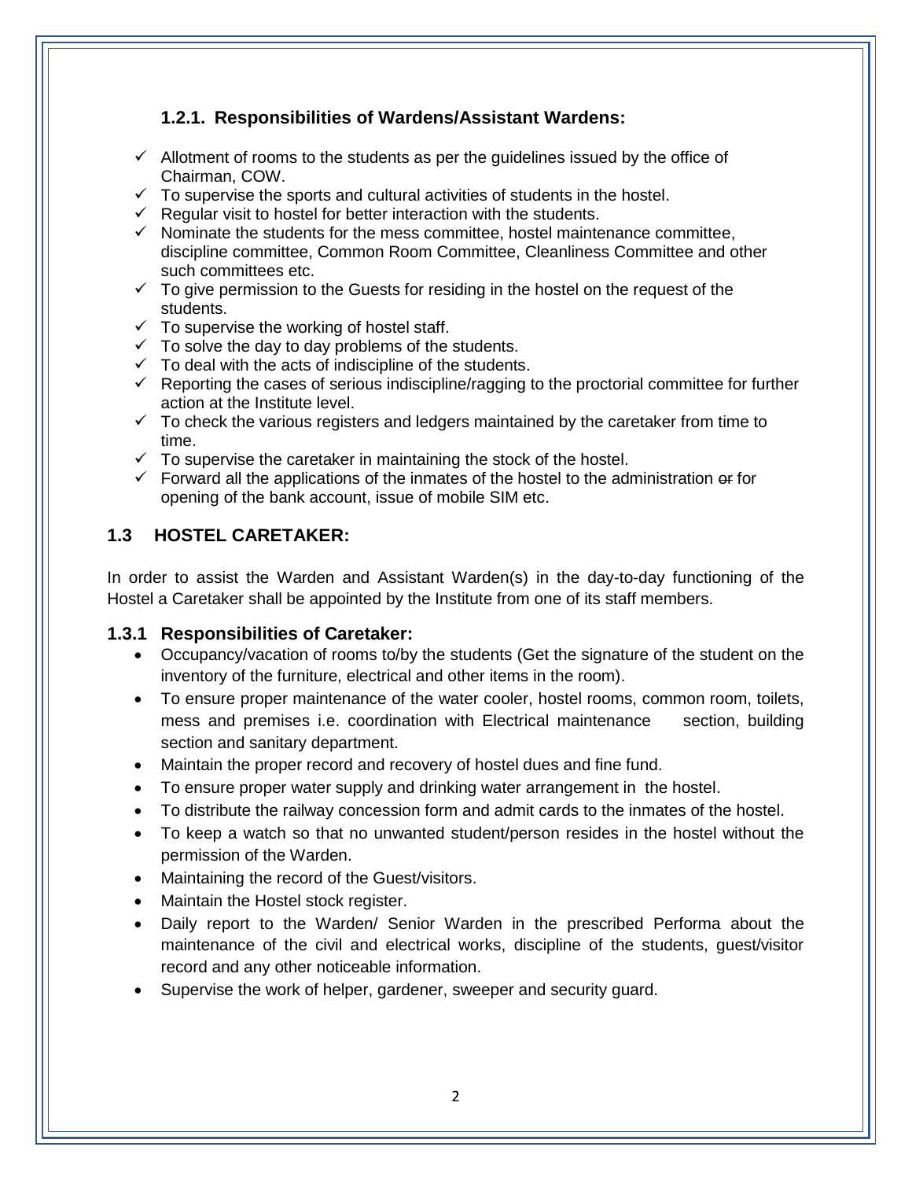### 1.2.1. Responsibilities of Wardens/Assistant Wardens:

- ✓ Allotment of rooms to the students as per the guidelines issued by the office of Chairman, COW.
- ✓ To supervise the sports and cultural activities of students in the hostel.
- ✓ Regular visit to hostel for better interaction with the students.
- ✓ Nominate the students for the mess committee, hostel maintenance committee, discipline committee, Common Room Committee, Cleanliness Committee and other such committees etc.
- ✓ To give permission to the Guests for residing in the hostel on the request of the students.
- ✓ To supervise the working of hostel staff.
- ✓ To solve the day to day problems of the students.
- ✓ To deal with the acts of indiscipline of the students.
- ✓ Reporting the cases of serious indiscipline/ragging to the proctorial committee for further action at the Institute level.
- ✓ To check the various registers and ledgers maintained by the caretaker from time to time.
- ✓ To supervise the caretaker in maintaining the stock of the hostel.
- ✓ Forward all the applications of the inmates of the hostel to the administration ~~or~~ for opening of the bank account, issue of mobile SIM etc.

## 1.3 HOSTEL CARETAKER:

In order to assist the Warden and Assistant Warden(s) in the day-to-day functioning of the Hostel a Caretaker shall be appointed by the Institute from one of its staff members.

### 1.3.1 Responsibilities of Caretaker:

- Occupancy/vacation of rooms to/by the students (Get the signature of the student on the inventory of the furniture, electrical and other items in the room).
- To ensure proper maintenance of the water cooler, hostel rooms, common room, toilets, mess and premises i.e. coordination with Electrical maintenance section, building section and sanitary department.
- Maintain the proper record and recovery of hostel dues and fine fund.
- To ensure proper water supply and drinking water arrangement in the hostel.
- To distribute the railway concession form and admit cards to the inmates of the hostel.
- To keep a watch so that no unwanted student/person resides in the hostel without the permission of the Warden.
- Maintaining the record of the Guest/visitors.
- Maintain the Hostel stock register.
- Daily report to the Warden/ Senior Warden in the prescribed Performa about the maintenance of the civil and electrical works, discipline of the students, guest/visitor record and any other noticeable information.
- Supervise the work of helper, gardener, sweeper and security guard.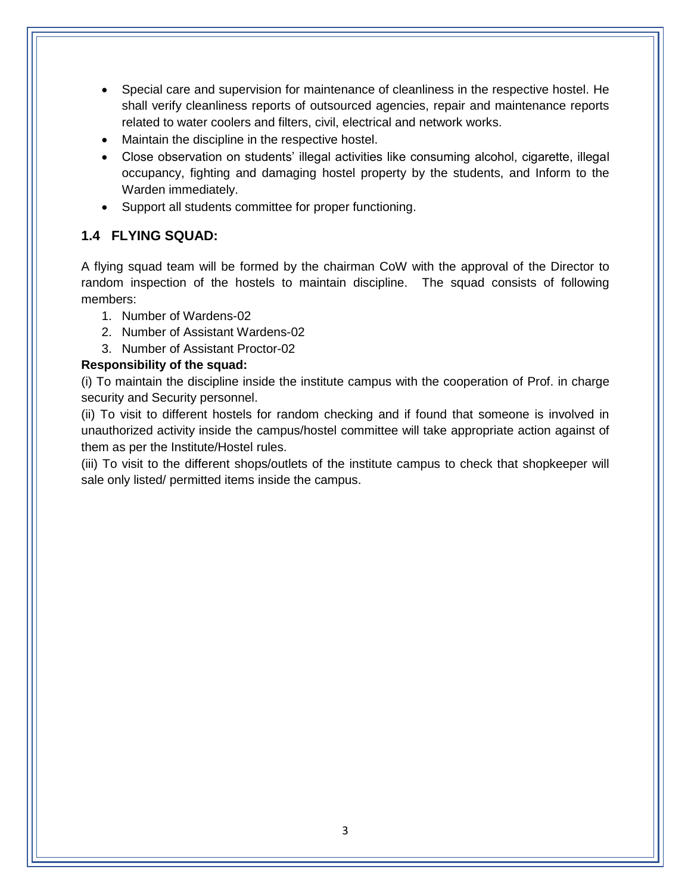- Special care and supervision for maintenance of cleanliness in the respective hostel. He shall verify cleanliness reports of outsourced agencies, repair and maintenance reports related to water coolers and filters, civil, electrical and network works.
- Maintain the discipline in the respective hostel.
- Close observation on students' illegal activities like consuming alcohol, cigarette, illegal occupancy, fighting and damaging hostel property by the students, and Inform to the Warden immediately.
- Support all students committee for proper functioning.

## 1.4 FLYING SQUAD:

A flying squad team will be formed by the chairman CoW with the approval of the Director to random inspection of the hostels to maintain discipline. The squad consists of following members:

1. Number of Wardens-02
2. Number of Assistant Wardens-02
3. Number of Assistant Proctor-02

**Responsibility of the squad:**

(i) To maintain the discipline inside the institute campus with the cooperation of Prof. in charge security and Security personnel.

(ii) To visit to different hostels for random checking and if found that someone is involved in unauthorized activity inside the campus/hostel committee will take appropriate action against of them as per the Institute/Hostel rules.

(iii) To visit to the different shops/outlets of the institute campus to check that shopkeeper will sale only listed/ permitted items inside the campus.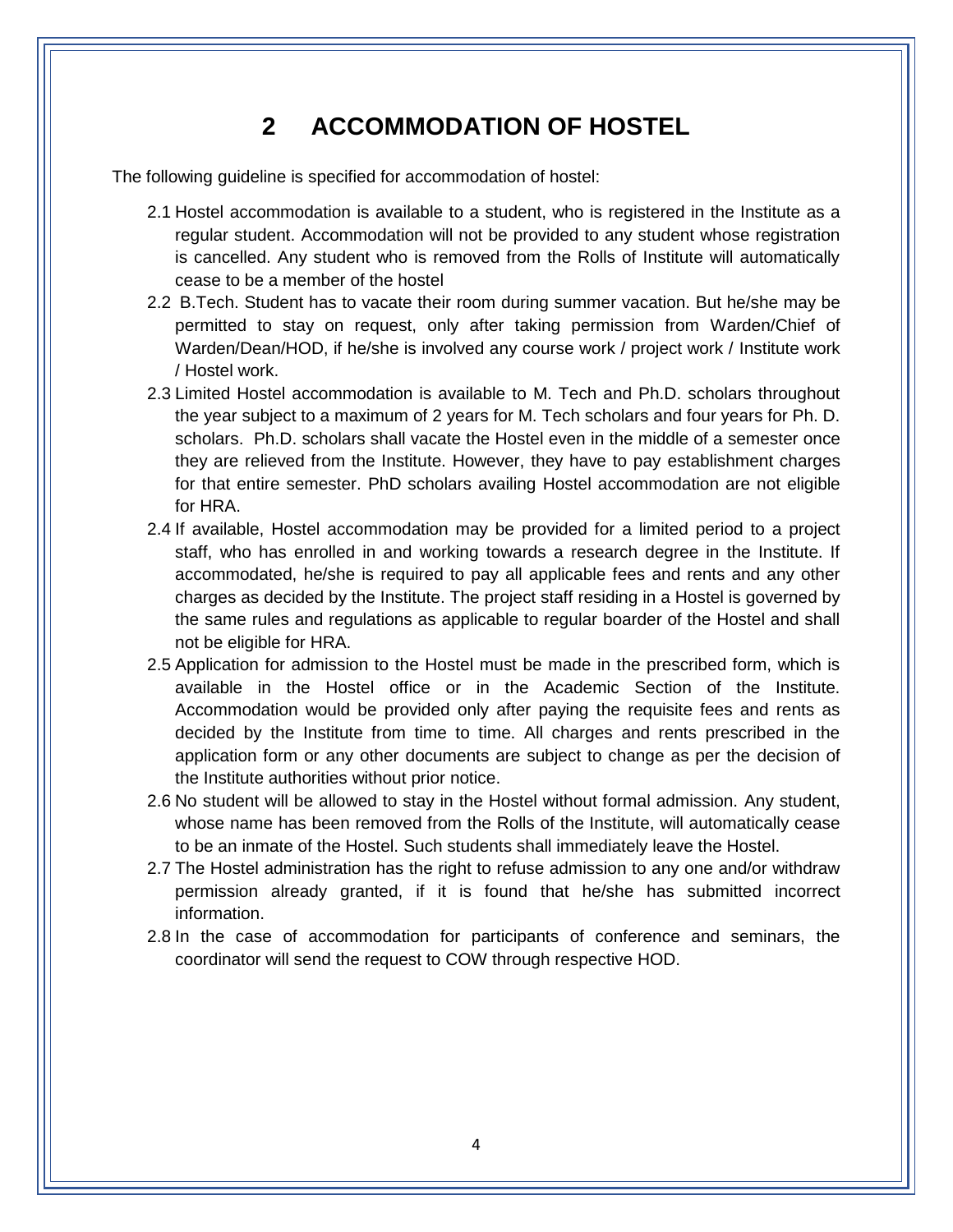# 2 ACCOMMODATION OF HOSTEL

The following guideline is specified for accommodation of hostel:

2.1 Hostel accommodation is available to a student, who is registered in the Institute as a regular student. Accommodation will not be provided to any student whose registration is cancelled. Any student who is removed from the Rolls of Institute will automatically cease to be a member of the hostel

2.2 B.Tech. Student has to vacate their room during summer vacation. But he/she may be permitted to stay on request, only after taking permission from Warden/Chief of Warden/Dean/HOD, if he/she is involved any course work / project work / Institute work / Hostel work.

2.3 Limited Hostel accommodation is available to M. Tech and Ph.D. scholars throughout the year subject to a maximum of 2 years for M. Tech scholars and four years for Ph. D. scholars. Ph.D. scholars shall vacate the Hostel even in the middle of a semester once they are relieved from the Institute. However, they have to pay establishment charges for that entire semester. PhD scholars availing Hostel accommodation are not eligible for HRA.

2.4 If available, Hostel accommodation may be provided for a limited period to a project staff, who has enrolled in and working towards a research degree in the Institute. If accommodated, he/she is required to pay all applicable fees and rents and any other charges as decided by the Institute. The project staff residing in a Hostel is governed by the same rules and regulations as applicable to regular boarder of the Hostel and shall not be eligible for HRA.

2.5 Application for admission to the Hostel must be made in the prescribed form, which is available in the Hostel office or in the Academic Section of the Institute. Accommodation would be provided only after paying the requisite fees and rents as decided by the Institute from time to time. All charges and rents prescribed in the application form or any other documents are subject to change as per the decision of the Institute authorities without prior notice.

2.6 No student will be allowed to stay in the Hostel without formal admission. Any student, whose name has been removed from the Rolls of the Institute, will automatically cease to be an inmate of the Hostel. Such students shall immediately leave the Hostel.

2.7 The Hostel administration has the right to refuse admission to any one and/or withdraw permission already granted, if it is found that he/she has submitted incorrect information.

2.8 In the case of accommodation for participants of conference and seminars, the coordinator will send the request to COW through respective HOD.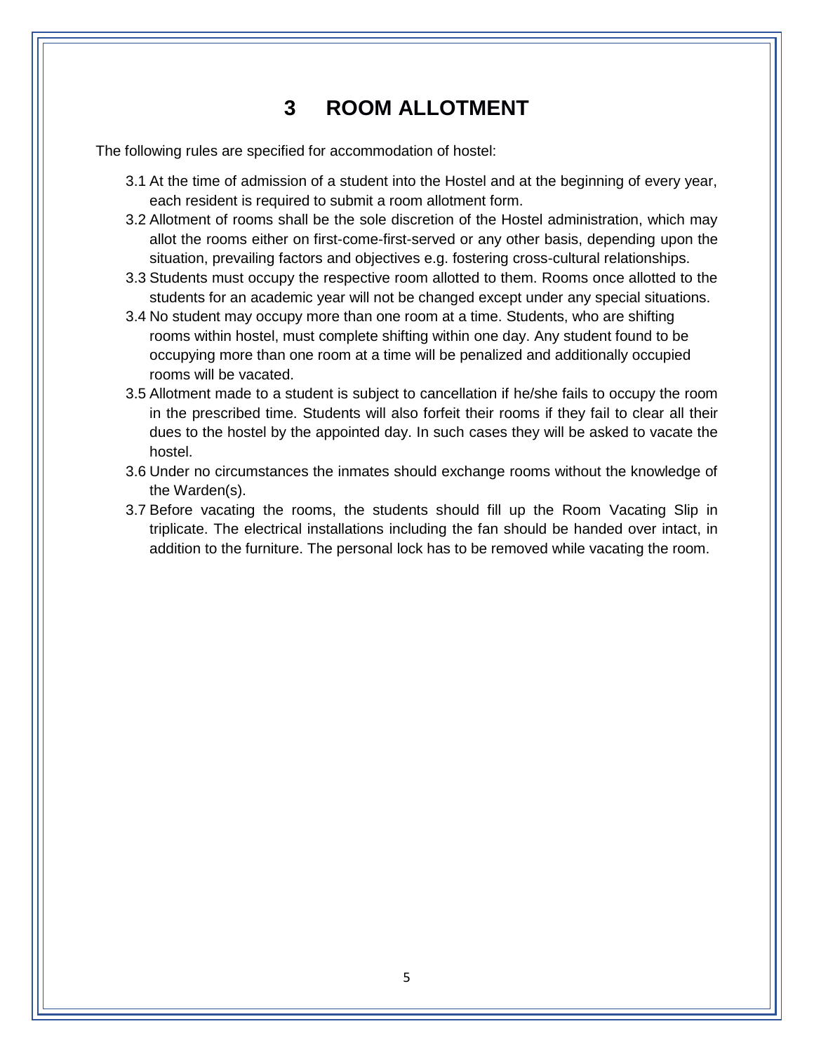# 3 ROOM ALLOTMENT

The following rules are specified for accommodation of hostel:

3.1 At the time of admission of a student into the Hostel and at the beginning of every year, each resident is required to submit a room allotment form.

3.2 Allotment of rooms shall be the sole discretion of the Hostel administration, which may allot the rooms either on first-come-first-served or any other basis, depending upon the situation, prevailing factors and objectives e.g. fostering cross-cultural relationships.

3.3 Students must occupy the respective room allotted to them. Rooms once allotted to the students for an academic year will not be changed except under any special situations.

3.4 No student may occupy more than one room at a time. Students, who are shifting rooms within hostel, must complete shifting within one day. Any student found to be occupying more than one room at a time will be penalized and additionally occupied rooms will be vacated.

3.5 Allotment made to a student is subject to cancellation if he/she fails to occupy the room in the prescribed time. Students will also forfeit their rooms if they fail to clear all their dues to the hostel by the appointed day. In such cases they will be asked to vacate the hostel.

3.6 Under no circumstances the inmates should exchange rooms without the knowledge of the Warden(s).

3.7 Before vacating the rooms, the students should fill up the Room Vacating Slip in triplicate. The electrical installations including the fan should be handed over intact, in addition to the furniture. The personal lock has to be removed while vacating the room.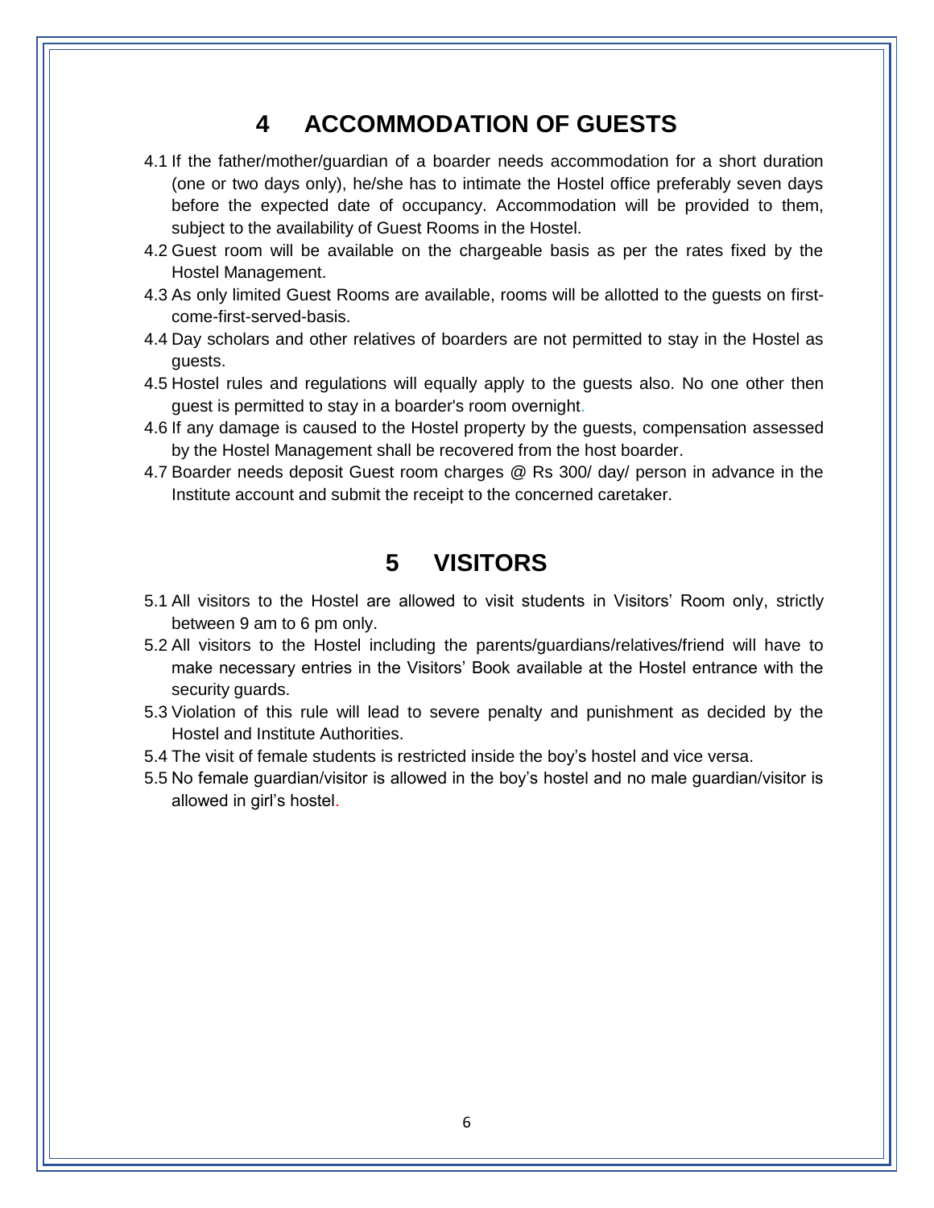# 4 ACCOMMODATION OF GUESTS

4.1 If the father/mother/guardian of a boarder needs accommodation for a short duration (one or two days only), he/she has to intimate the Hostel office preferably seven days before the expected date of occupancy. Accommodation will be provided to them, subject to the availability of Guest Rooms in the Hostel.

4.2 Guest room will be available on the chargeable basis as per the rates fixed by the Hostel Management.

4.3 As only limited Guest Rooms are available, rooms will be allotted to the guests on first-come-first-served-basis.

4.4 Day scholars and other relatives of boarders are not permitted to stay in the Hostel as guests.

4.5 Hostel rules and regulations will equally apply to the guests also. No one other then guest is permitted to stay in a boarder's room overnight.

4.6 If any damage is caused to the Hostel property by the guests, compensation assessed by the Hostel Management shall be recovered from the host boarder.

4.7 Boarder needs deposit Guest room charges @ Rs 300/ day/ person in advance in the Institute account and submit the receipt to the concerned caretaker.

# 5 VISITORS

5.1 All visitors to the Hostel are allowed to visit students in Visitors' Room only, strictly between 9 am to 6 pm only.

5.2 All visitors to the Hostel including the parents/guardians/relatives/friend will have to make necessary entries in the Visitors' Book available at the Hostel entrance with the security guards.

5.3 Violation of this rule will lead to severe penalty and punishment as decided by the Hostel and Institute Authorities.

5.4 The visit of female students is restricted inside the boy's hostel and vice versa.

5.5 No female guardian/visitor is allowed in the boy's hostel and no male guardian/visitor is allowed in girl's hostel.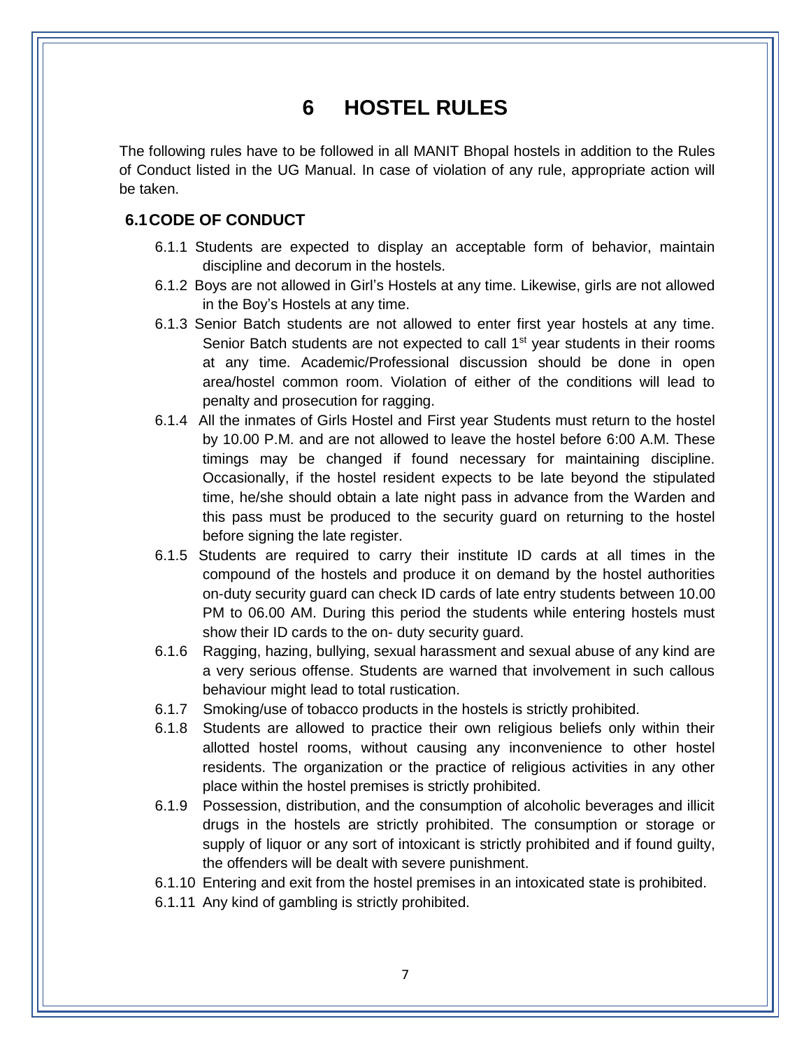# 6 HOSTEL RULES

The following rules have to be followed in all MANIT Bhopal hostels in addition to the Rules of Conduct listed in the UG Manual. In case of violation of any rule, appropriate action will be taken.

## 6.1 CODE OF CONDUCT

6.1.1 Students are expected to display an acceptable form of behavior, maintain discipline and decorum in the hostels.

6.1.2 Boys are not allowed in Girl's Hostels at any time. Likewise, girls are not allowed in the Boy's Hostels at any time.

6.1.3 Senior Batch students are not allowed to enter first year hostels at any time. Senior Batch students are not expected to call 1st year students in their rooms at any time. Academic/Professional discussion should be done in open area/hostel common room. Violation of either of the conditions will lead to penalty and prosecution for ragging.

6.1.4 All the inmates of Girls Hostel and First year Students must return to the hostel by 10.00 P.M. and are not allowed to leave the hostel before 6:00 A.M. These timings may be changed if found necessary for maintaining discipline. Occasionally, if the hostel resident expects to be late beyond the stipulated time, he/she should obtain a late night pass in advance from the Warden and this pass must be produced to the security guard on returning to the hostel before signing the late register.

6.1.5 Students are required to carry their institute ID cards at all times in the compound of the hostels and produce it on demand by the hostel authorities on-duty security guard can check ID cards of late entry students between 10.00 PM to 06.00 AM. During this period the students while entering hostels must show their ID cards to the on- duty security guard.

6.1.6 Ragging, hazing, bullying, sexual harassment and sexual abuse of any kind are a very serious offense. Students are warned that involvement in such callous behaviour might lead to total rustication.

6.1.7 Smoking/use of tobacco products in the hostels is strictly prohibited.

6.1.8 Students are allowed to practice their own religious beliefs only within their allotted hostel rooms, without causing any inconvenience to other hostel residents. The organization or the practice of religious activities in any other place within the hostel premises is strictly prohibited.

6.1.9 Possession, distribution, and the consumption of alcoholic beverages and illicit drugs in the hostels are strictly prohibited. The consumption or storage or supply of liquor or any sort of intoxicant is strictly prohibited and if found guilty, the offenders will be dealt with severe punishment.

6.1.10 Entering and exit from the hostel premises in an intoxicated state is prohibited.

6.1.11 Any kind of gambling is strictly prohibited.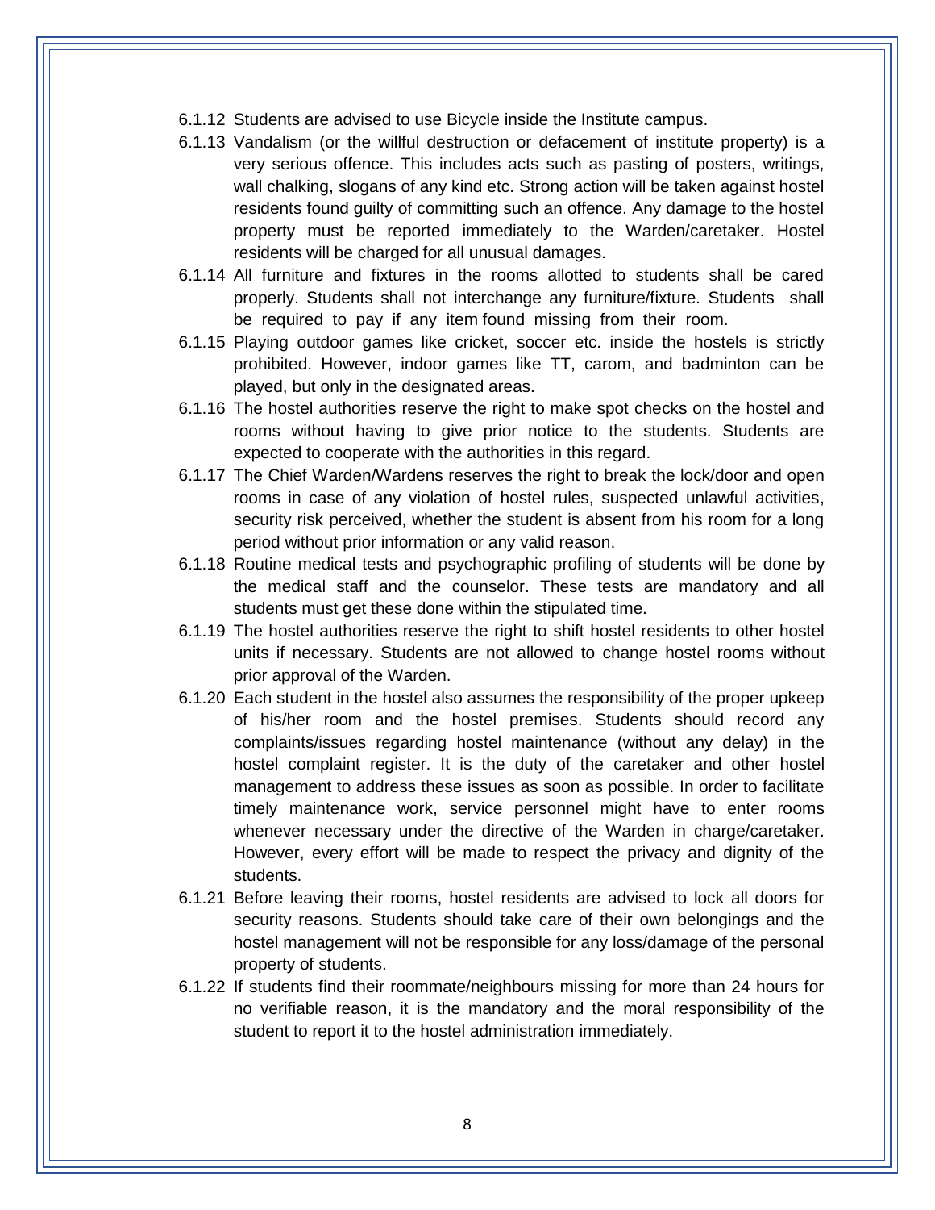6.1.12 Students are advised to use Bicycle inside the Institute campus.

6.1.13 Vandalism (or the willful destruction or defacement of institute property) is a very serious offence. This includes acts such as pasting of posters, writings, wall chalking, slogans of any kind etc. Strong action will be taken against hostel residents found guilty of committing such an offence. Any damage to the hostel property must be reported immediately to the Warden/caretaker. Hostel residents will be charged for all unusual damages.

6.1.14 All furniture and fixtures in the rooms allotted to students shall be cared properly. Students shall not interchange any furniture/fixture. Students shall be required to pay if any item found missing from their room.

6.1.15 Playing outdoor games like cricket, soccer etc. inside the hostels is strictly prohibited. However, indoor games like TT, carom, and badminton can be played, but only in the designated areas.

6.1.16 The hostel authorities reserve the right to make spot checks on the hostel and rooms without having to give prior notice to the students. Students are expected to cooperate with the authorities in this regard.

6.1.17 The Chief Warden/Wardens reserves the right to break the lock/door and open rooms in case of any violation of hostel rules, suspected unlawful activities, security risk perceived, whether the student is absent from his room for a long period without prior information or any valid reason.

6.1.18 Routine medical tests and psychographic profiling of students will be done by the medical staff and the counselor. These tests are mandatory and all students must get these done within the stipulated time.

6.1.19 The hostel authorities reserve the right to shift hostel residents to other hostel units if necessary. Students are not allowed to change hostel rooms without prior approval of the Warden.

6.1.20 Each student in the hostel also assumes the responsibility of the proper upkeep of his/her room and the hostel premises. Students should record any complaints/issues regarding hostel maintenance (without any delay) in the hostel complaint register. It is the duty of the caretaker and other hostel management to address these issues as soon as possible. In order to facilitate timely maintenance work, service personnel might have to enter rooms whenever necessary under the directive of the Warden in charge/caretaker. However, every effort will be made to respect the privacy and dignity of the students.

6.1.21 Before leaving their rooms, hostel residents are advised to lock all doors for security reasons. Students should take care of their own belongings and the hostel management will not be responsible for any loss/damage of the personal property of students.

6.1.22 If students find their roommate/neighbours missing for more than 24 hours for no verifiable reason, it is the mandatory and the moral responsibility of the student to report it to the hostel administration immediately.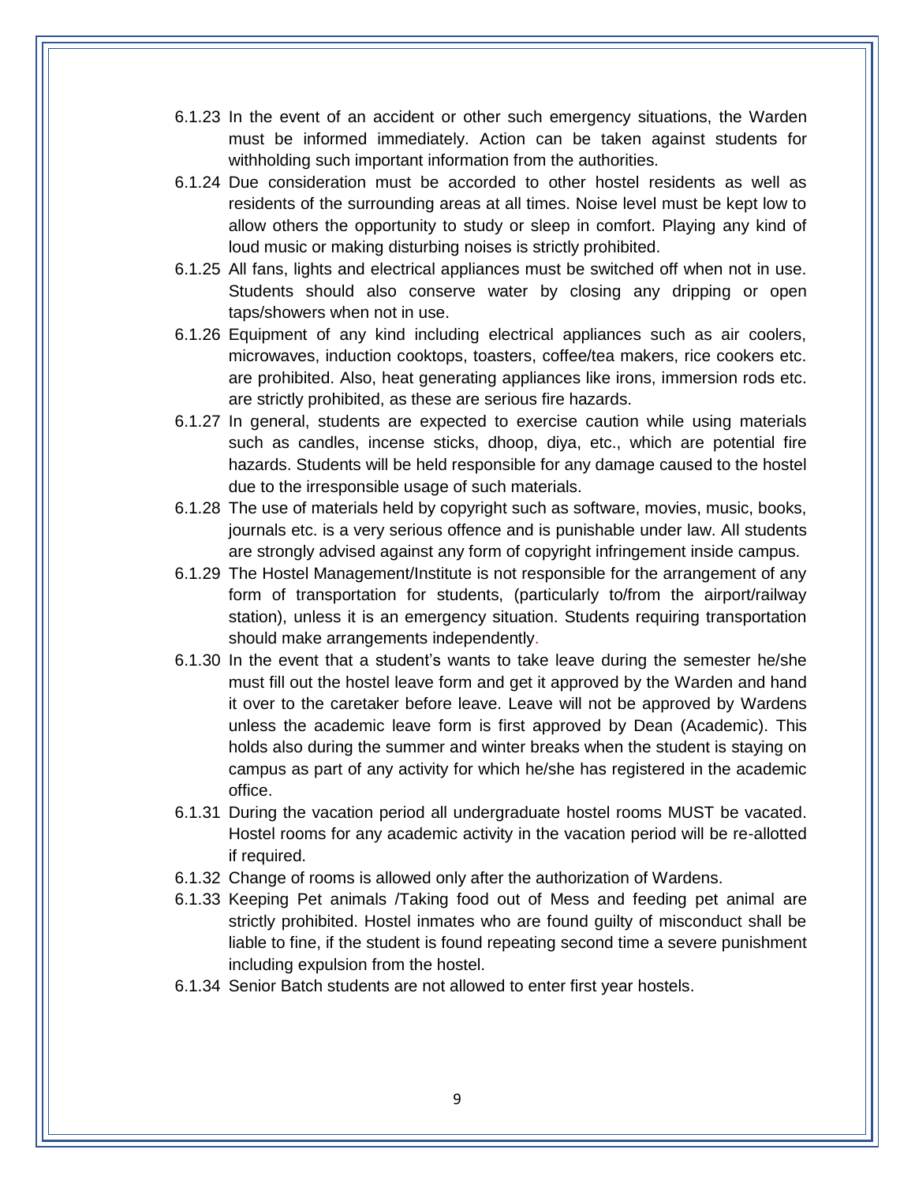6.1.23 In the event of an accident or other such emergency situations, the Warden must be informed immediately. Action can be taken against students for withholding such important information from the authorities.

6.1.24 Due consideration must be accorded to other hostel residents as well as residents of the surrounding areas at all times. Noise level must be kept low to allow others the opportunity to study or sleep in comfort. Playing any kind of loud music or making disturbing noises is strictly prohibited.

6.1.25 All fans, lights and electrical appliances must be switched off when not in use. Students should also conserve water by closing any dripping or open taps/showers when not in use.

6.1.26 Equipment of any kind including electrical appliances such as air coolers, microwaves, induction cooktops, toasters, coffee/tea makers, rice cookers etc. are prohibited. Also, heat generating appliances like irons, immersion rods etc. are strictly prohibited, as these are serious fire hazards.

6.1.27 In general, students are expected to exercise caution while using materials such as candles, incense sticks, dhoop, diya, etc., which are potential fire hazards. Students will be held responsible for any damage caused to the hostel due to the irresponsible usage of such materials.

6.1.28 The use of materials held by copyright such as software, movies, music, books, journals etc. is a very serious offence and is punishable under law. All students are strongly advised against any form of copyright infringement inside campus.

6.1.29 The Hostel Management/Institute is not responsible for the arrangement of any form of transportation for students, (particularly to/from the airport/railway station), unless it is an emergency situation. Students requiring transportation should make arrangements independently.

6.1.30 In the event that a student's wants to take leave during the semester he/she must fill out the hostel leave form and get it approved by the Warden and hand it over to the caretaker before leave. Leave will not be approved by Wardens unless the academic leave form is first approved by Dean (Academic). This holds also during the summer and winter breaks when the student is staying on campus as part of any activity for which he/she has registered in the academic office.

6.1.31 During the vacation period all undergraduate hostel rooms MUST be vacated. Hostel rooms for any academic activity in the vacation period will be re-allotted if required.

6.1.32 Change of rooms is allowed only after the authorization of Wardens.

6.1.33 Keeping Pet animals /Taking food out of Mess and feeding pet animal are strictly prohibited. Hostel inmates who are found guilty of misconduct shall be liable to fine, if the student is found repeating second time a severe punishment including expulsion from the hostel.

6.1.34 Senior Batch students are not allowed to enter first year hostels.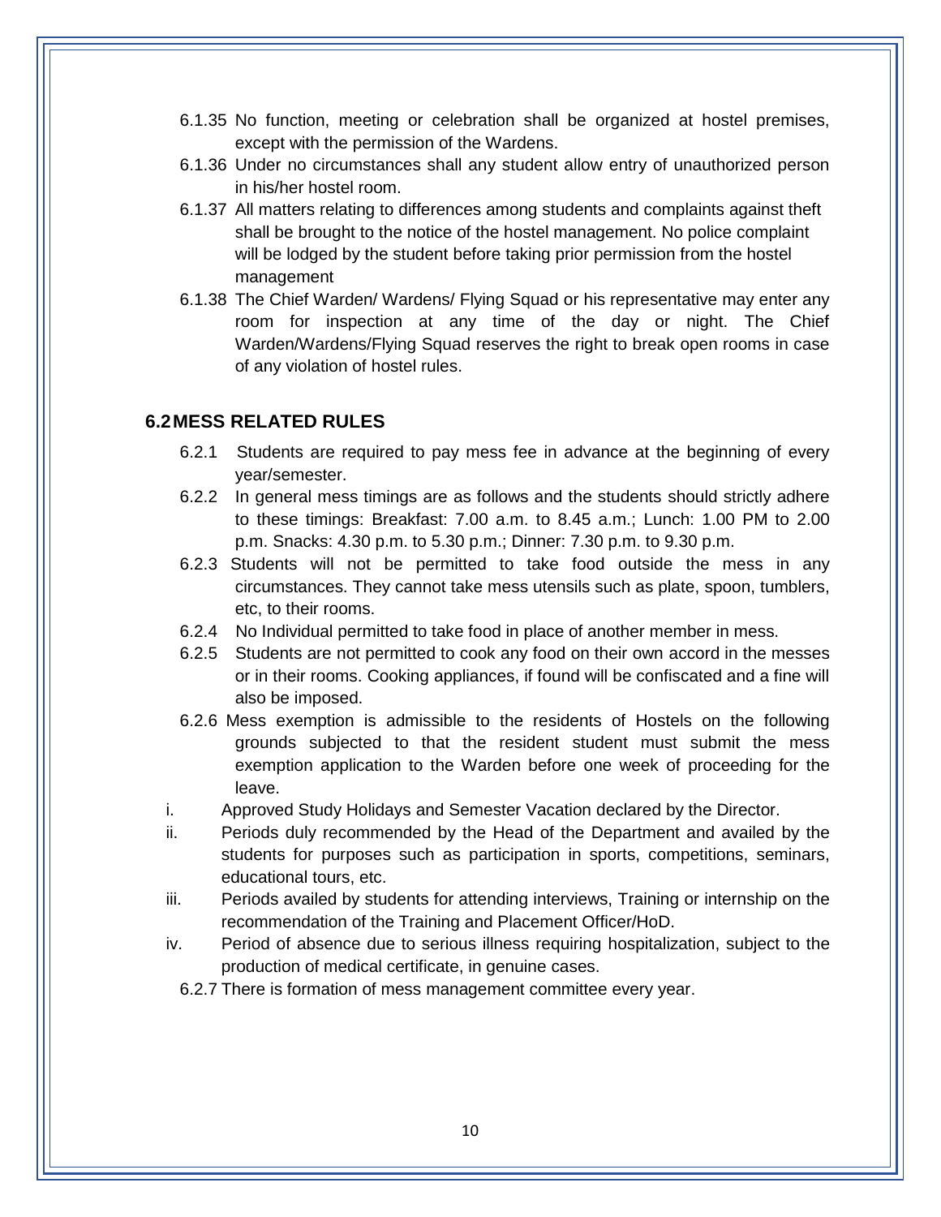6.1.35 No function, meeting or celebration shall be organized at hostel premises, except with the permission of the Wardens.

6.1.36 Under no circumstances shall any student allow entry of unauthorized person in his/her hostel room.

6.1.37 All matters relating to differences among students and complaints against theft shall be brought to the notice of the hostel management. No police complaint will be lodged by the student before taking prior permission from the hostel management

6.1.38 The Chief Warden/ Wardens/ Flying Squad or his representative may enter any room for inspection at any time of the day or night. The Chief Warden/Wardens/Flying Squad reserves the right to break open rooms in case of any violation of hostel rules.

## 6.2 MESS RELATED RULES

6.2.1 Students are required to pay mess fee in advance at the beginning of every year/semester.

6.2.2 In general mess timings are as follows and the students should strictly adhere to these timings: Breakfast: 7.00 a.m. to 8.45 a.m.; Lunch: 1.00 PM to 2.00 p.m. Snacks: 4.30 p.m. to 5.30 p.m.; Dinner: 7.30 p.m. to 9.30 p.m.

6.2.3 Students will not be permitted to take food outside the mess in any circumstances. They cannot take mess utensils such as plate, spoon, tumblers, etc, to their rooms.

6.2.4 No Individual permitted to take food in place of another member in mess.

6.2.5 Students are not permitted to cook any food on their own accord in the messes or in their rooms. Cooking appliances, if found will be confiscated and a fine will also be imposed.

6.2.6 Mess exemption is admissible to the residents of Hostels on the following grounds subjected to that the resident student must submit the mess exemption application to the Warden before one week of proceeding for the leave.

i. Approved Study Holidays and Semester Vacation declared by the Director.

ii. Periods duly recommended by the Head of the Department and availed by the students for purposes such as participation in sports, competitions, seminars, educational tours, etc.

iii. Periods availed by students for attending interviews, Training or internship on the recommendation of the Training and Placement Officer/HoD.

iv. Period of absence due to serious illness requiring hospitalization, subject to the production of medical certificate, in genuine cases.

6.2.7 There is formation of mess management committee every year.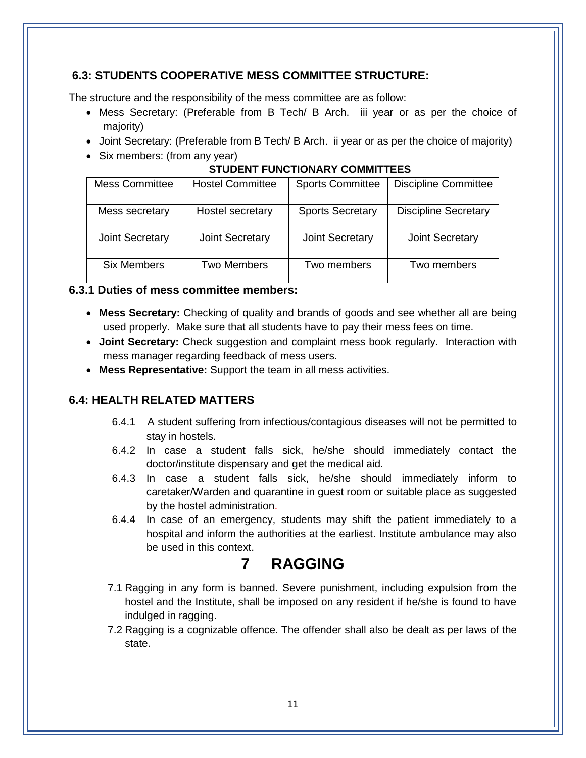### 6.3: STUDENTS COOPERATIVE MESS COMMITTEE STRUCTURE:

The structure and the responsibility of the mess committee are as follow:

- Mess Secretary: (Preferable from B Tech/ B Arch. iii year or as per the choice of majority)
- Joint Secretary: (Preferable from B Tech/ B Arch. ii year or as per the choice of majority)
- Six members: (from any year)

**STUDENT FUNCTIONARY COMMITTEES**

| Mess Committee | Hostel Committee | Sports Committee | Discipline Committee |
|---|---|---|---|
| Mess secretary | Hostel secretary | Sports Secretary | Discipline Secretary |
| Joint Secretary | Joint Secretary | Joint Secretary | Joint Secretary |
| Six Members | Two Members | Two members | Two members |

### 6.3.1 Duties of mess committee members:

- **Mess Secretary:** Checking of quality and brands of goods and see whether all are being used properly. Make sure that all students have to pay their mess fees on time.
- **Joint Secretary:** Check suggestion and complaint mess book regularly. Interaction with mess manager regarding feedback of mess users.
- **Mess Representative:** Support the team in all mess activities.

### 6.4: HEALTH RELATED MATTERS

6.4.1 A student suffering from infectious/contagious diseases will not be permitted to stay in hostels.

6.4.2 In case a student falls sick, he/she should immediately contact the doctor/institute dispensary and get the medical aid.

6.4.3 In case a student falls sick, he/she should immediately inform to caretaker/Warden and quarantine in guest room or suitable place as suggested by the hostel administration.

6.4.4 In case of an emergency, students may shift the patient immediately to a hospital and inform the authorities at the earliest. Institute ambulance may also be used in this context.

# 7 RAGGING

7.1 Ragging in any form is banned. Severe punishment, including expulsion from the hostel and the Institute, shall be imposed on any resident if he/she is found to have indulged in ragging.

7.2 Ragging is a cognizable offence. The offender shall also be dealt as per laws of the state.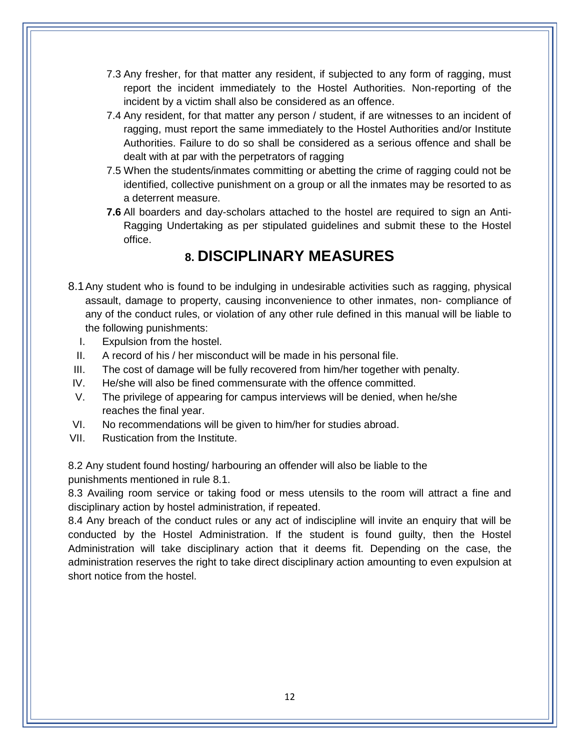7.3 Any fresher, for that matter any resident, if subjected to any form of ragging, must report the incident immediately to the Hostel Authorities. Non-reporting of the incident by a victim shall also be considered as an offence.

7.4 Any resident, for that matter any person / student, if are witnesses to an incident of ragging, must report the same immediately to the Hostel Authorities and/or Institute Authorities. Failure to do so shall be considered as a serious offence and shall be dealt with at par with the perpetrators of ragging

7.5 When the students/inmates committing or abetting the crime of ragging could not be identified, collective punishment on a group or all the inmates may be resorted to as a deterrent measure.

**7.6** All boarders and day-scholars attached to the hostel are required to sign an Anti-Ragging Undertaking as per stipulated guidelines and submit these to the Hostel office.

## 8. DISCIPLINARY MEASURES

8.1 Any student who is found to be indulging in undesirable activities such as ragging, physical assault, damage to property, causing inconvenience to other inmates, non- compliance of any of the conduct rules, or violation of any other rule defined in this manual will be liable to the following punishments:

I. Expulsion from the hostel.
II. A record of his / her misconduct will be made in his personal file.
III. The cost of damage will be fully recovered from him/her together with penalty.
IV. He/she will also be fined commensurate with the offence committed.
V. The privilege of appearing for campus interviews will be denied, when he/she reaches the final year.
VI. No recommendations will be given to him/her for studies abroad.
VII. Rustication from the Institute.

8.2 Any student found hosting/ harbouring an offender will also be liable to the punishments mentioned in rule 8.1.

8.3 Availing room service or taking food or mess utensils to the room will attract a fine and disciplinary action by hostel administration, if repeated.

8.4 Any breach of the conduct rules or any act of indiscipline will invite an enquiry that will be conducted by the Hostel Administration. If the student is found guilty, then the Hostel Administration will take disciplinary action that it deems fit. Depending on the case, the administration reserves the right to take direct disciplinary action amounting to even expulsion at short notice from the hostel.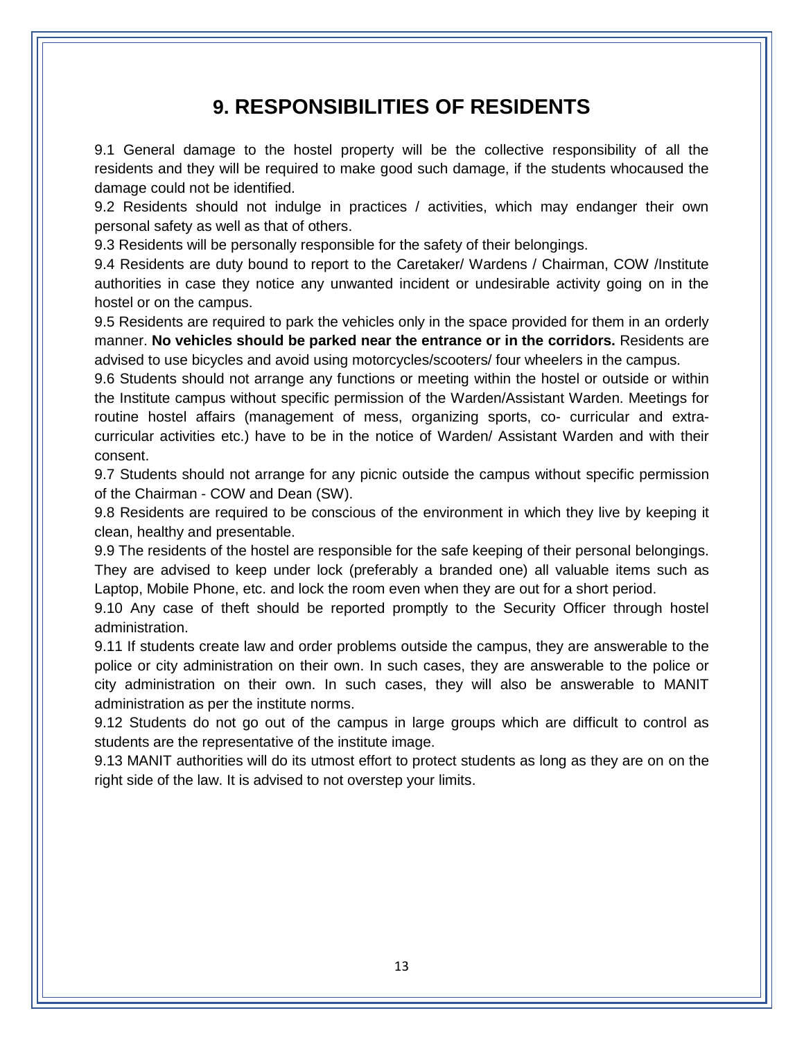# 9. RESPONSIBILITIES OF RESIDENTS

9.1 General damage to the hostel property will be the collective responsibility of all the residents and they will be required to make good such damage, if the students whocaused the damage could not be identified.

9.2 Residents should not indulge in practices / activities, which may endanger their own personal safety as well as that of others.

9.3 Residents will be personally responsible for the safety of their belongings.

9.4 Residents are duty bound to report to the Caretaker/ Wardens / Chairman, COW /Institute authorities in case they notice any unwanted incident or undesirable activity going on in the hostel or on the campus.

9.5 Residents are required to park the vehicles only in the space provided for them in an orderly manner. **No vehicles should be parked near the entrance or in the corridors.** Residents are advised to use bicycles and avoid using motorcycles/scooters/ four wheelers in the campus.

9.6 Students should not arrange any functions or meeting within the hostel or outside or within the Institute campus without specific permission of the Warden/Assistant Warden. Meetings for routine hostel affairs (management of mess, organizing sports, co- curricular and extra-curricular activities etc.) have to be in the notice of Warden/ Assistant Warden and with their consent.

9.7 Students should not arrange for any picnic outside the campus without specific permission of the Chairman - COW and Dean (SW).

9.8 Residents are required to be conscious of the environment in which they live by keeping it clean, healthy and presentable.

9.9 The residents of the hostel are responsible for the safe keeping of their personal belongings. They are advised to keep under lock (preferably a branded one) all valuable items such as Laptop, Mobile Phone, etc. and lock the room even when they are out for a short period.

9.10 Any case of theft should be reported promptly to the Security Officer through hostel administration.

9.11 If students create law and order problems outside the campus, they are answerable to the police or city administration on their own. In such cases, they are answerable to the police or city administration on their own. In such cases, they will also be answerable to MANIT administration as per the institute norms.

9.12 Students do not go out of the campus in large groups which are difficult to control as students are the representative of the institute image.

9.13 MANIT authorities will do its utmost effort to protect students as long as they are on on the right side of the law. It is advised to not overstep your limits.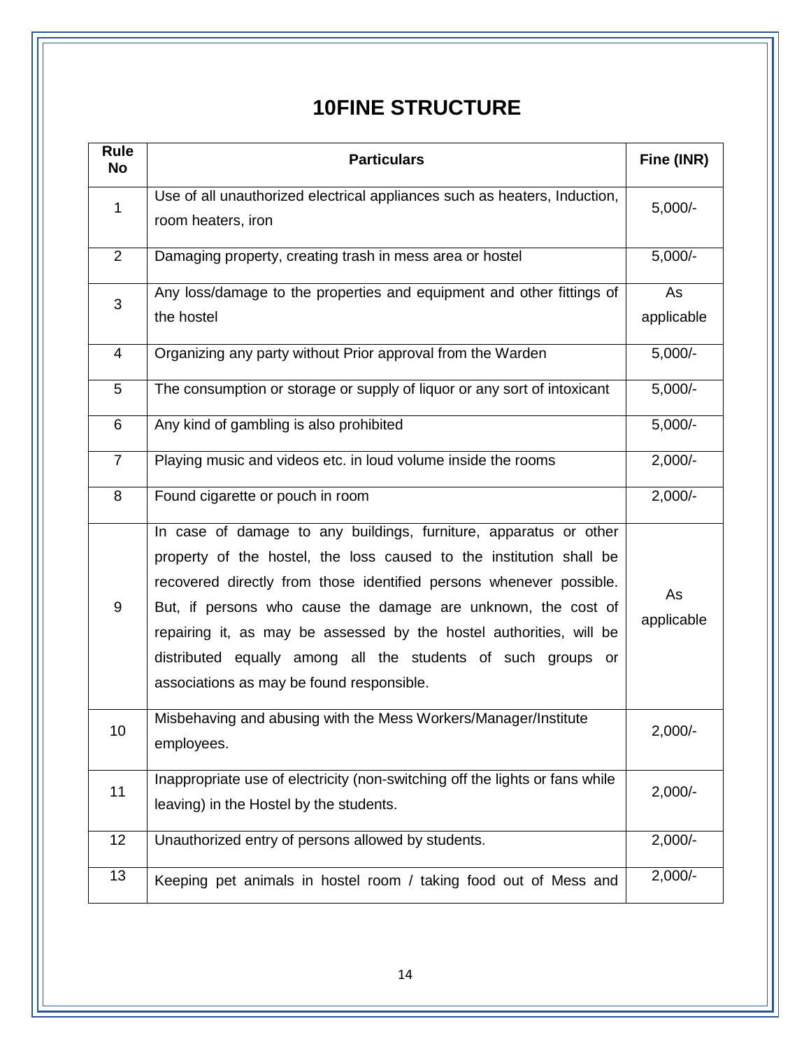# 10FINE STRUCTURE

| Rule No | Particulars | Fine (INR) |
|---|---|---|
| 1 | Use of all unauthorized electrical appliances such as heaters, Induction, room heaters, iron | 5,000/- |
| 2 | Damaging property, creating trash in mess area or hostel | 5,000/- |
| 3 | Any loss/damage to the properties and equipment and other fittings of the hostel | As applicable |
| 4 | Organizing any party without Prior approval from the Warden | 5,000/- |
| 5 | The consumption or storage or supply of liquor or any sort of intoxicant | 5,000/- |
| 6 | Any kind of gambling is also prohibited | 5,000/- |
| 7 | Playing music and videos etc. in loud volume inside the rooms | 2,000/- |
| 8 | Found cigarette or pouch in room | 2,000/- |
| 9 | In case of damage to any buildings, furniture, apparatus or other property of the hostel, the loss caused to the institution shall be recovered directly from those identified persons whenever possible. But, if persons who cause the damage are unknown, the cost of repairing it, as may be assessed by the hostel authorities, will be distributed equally among all the students of such groups or associations as may be found responsible. | As applicable |
| 10 | Misbehaving and abusing with the Mess Workers/Manager/Institute employees. | 2,000/- |
| 11 | Inappropriate use of electricity (non-switching off the lights or fans while leaving) in the Hostel by the students. | 2,000/- |
| 12 | Unauthorized entry of persons allowed by students. | 2,000/- |
| 13 | Keeping pet animals in hostel room / taking food out of Mess and | 2,000/- |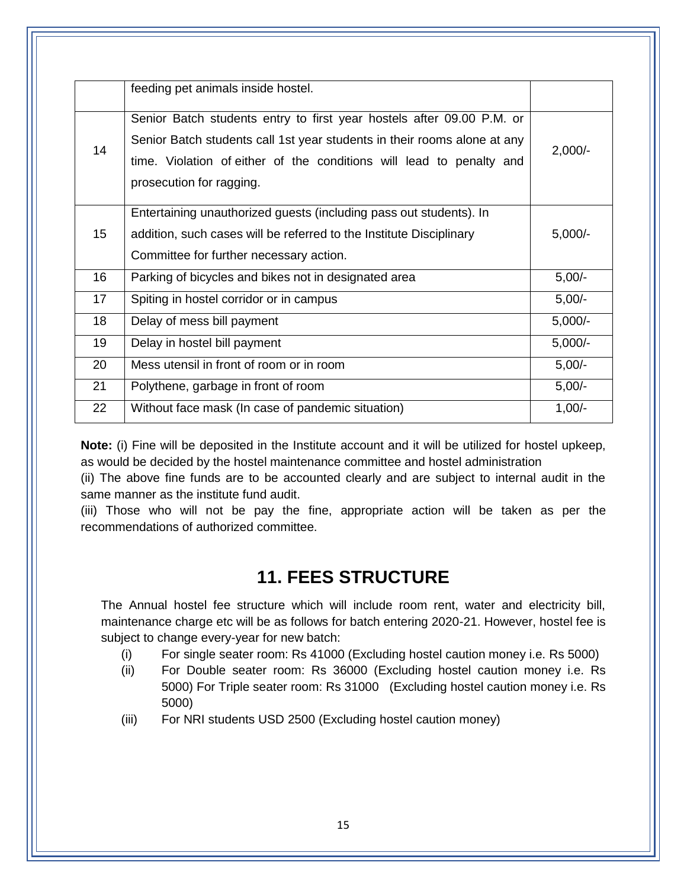| | | |
|---|---|---|
| | feeding pet animals inside hostel. | |
| 14 | Senior Batch students entry to first year hostels after 09.00 P.M. or Senior Batch students call 1st year students in their rooms alone at any time. Violation of either of the conditions will lead to penalty and prosecution for ragging. | 2,000/- |
| 15 | Entertaining unauthorized guests (including pass out students). In addition, such cases will be referred to the Institute Disciplinary Committee for further necessary action. | 5,000/- |
| 16 | Parking of bicycles and bikes not in designated area | 5,00/- |
| 17 | Spiting in hostel corridor or in campus | 5,00/- |
| 18 | Delay of mess bill payment | 5,000/- |
| 19 | Delay in hostel bill payment | 5,000/- |
| 20 | Mess utensil in front of room or in room | 5,00/- |
| 21 | Polythene, garbage in front of room | 5,00/- |
| 22 | Without face mask (In case of pandemic situation) | 1,00/- |

**Note:** (i) Fine will be deposited in the Institute account and it will be utilized for hostel upkeep, as would be decided by the hostel maintenance committee and hostel administration

(ii) The above fine funds are to be accounted clearly and are subject to internal audit in the same manner as the institute fund audit.

(iii) Those who will not be pay the fine, appropriate action will be taken as per the recommendations of authorized committee.

## 11. FEES STRUCTURE

The Annual hostel fee structure which will include room rent, water and electricity bill, maintenance charge etc will be as follows for batch entering 2020-21. However, hostel fee is subject to change every-year for new batch:

(i) For single seater room: Rs 41000 (Excluding hostel caution money i.e. Rs 5000)

(ii) For Double seater room: Rs 36000 (Excluding hostel caution money i.e. Rs 5000) For Triple seater room: Rs 31000 (Excluding hostel caution money i.e. Rs 5000)

(iii) For NRI students USD 2500 (Excluding hostel caution money)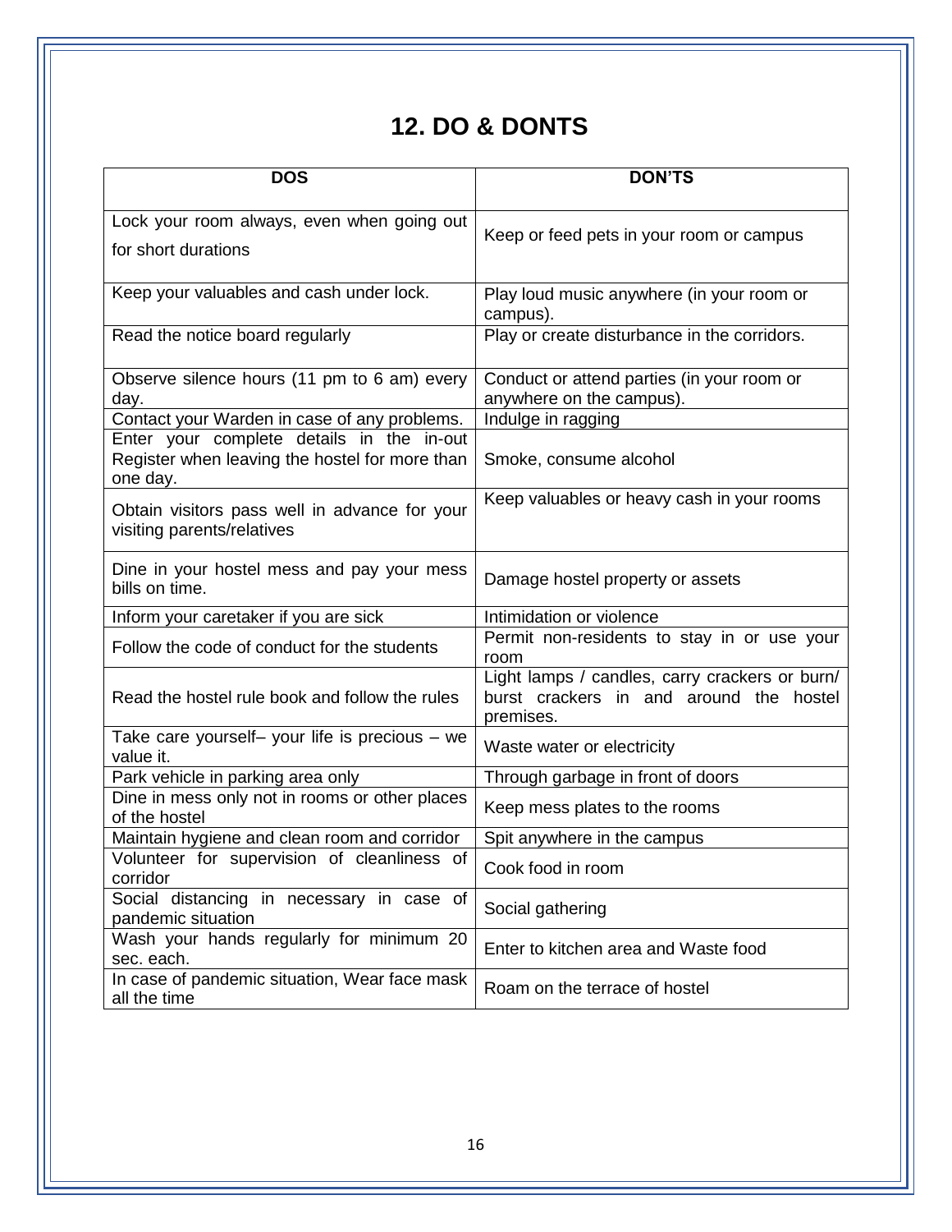# 12. DO & DONTS

| DOS | DON'TS |
|---|---|
| Lock your room always, even when going out for short durations | Keep or feed pets in your room or campus |
| Keep your valuables and cash under lock. | Play loud music anywhere (in your room or campus). |
| Read the notice board regularly | Play or create disturbance in the corridors. |
| Observe silence hours (11 pm to 6 am) every day. | Conduct or attend parties (in your room or anywhere on the campus). |
| Contact your Warden in case of any problems. | Indulge in ragging |
| Enter your complete details in the in-out Register when leaving the hostel for more than one day. | Smoke, consume alcohol |
| Obtain visitors pass well in advance for your visiting parents/relatives | Keep valuables or heavy cash in your rooms |
| Dine in your hostel mess and pay your mess bills on time. | Damage hostel property or assets |
| Inform your caretaker if you are sick | Intimidation or violence |
| Follow the code of conduct for the students | Permit non-residents to stay in or use your room |
| Read the hostel rule book and follow the rules | Light lamps / candles, carry crackers or burn/ burst crackers in and around the hostel premises. |
| Take care yourself– your life is precious – we value it. | Waste water or electricity |
| Park vehicle in parking area only | Through garbage in front of doors |
| Dine in mess only not in rooms or other places of the hostel | Keep mess plates to the rooms |
| Maintain hygiene and clean room and corridor | Spit anywhere in the campus |
| Volunteer for supervision of cleanliness of corridor | Cook food in room |
| Social distancing in necessary in case of pandemic situation | Social gathering |
| Wash your hands regularly for minimum 20 sec. each. | Enter to kitchen area and Waste food |
| In case of pandemic situation, Wear face mask all the time | Roam on the terrace of hostel |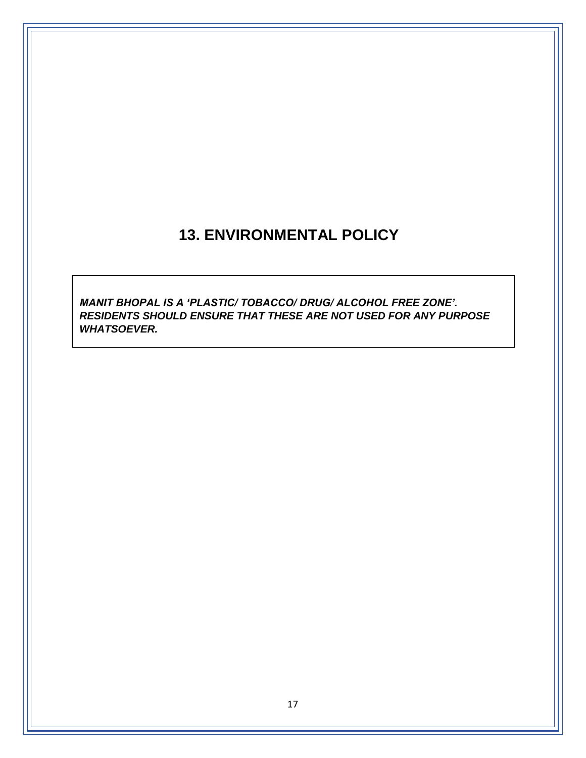# 13. ENVIRONMENTAL POLICY

***MANIT BHOPAL IS A 'PLASTIC/ TOBACCO/ DRUG/ ALCOHOL FREE ZONE'. RESIDENTS SHOULD ENSURE THAT THESE ARE NOT USED FOR ANY PURPOSE WHATSOEVER.***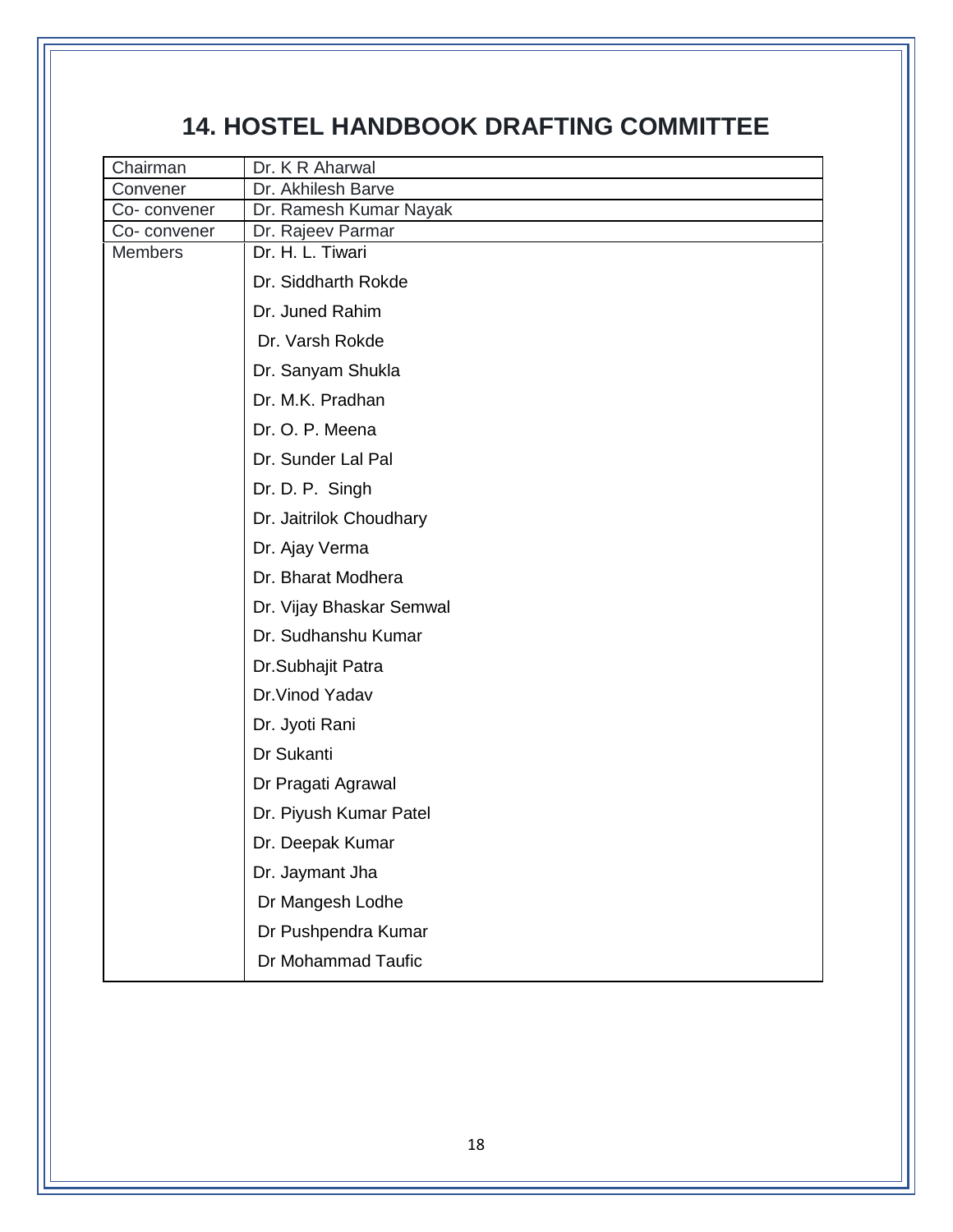# 14. HOSTEL HANDBOOK DRAFTING COMMITTEE

| Chairman | Dr. K R Aharwal |
|---|---|
| Convener | Dr. Akhilesh Barve |
| Co- convener | Dr. Ramesh Kumar Nayak |
| Co- convener | Dr. Rajeev Parmar |
| Members | Dr. H. L. Tiwari |
| | Dr. Siddharth Rokde |
| | Dr. Juned Rahim |
| | Dr. Varsh Rokde |
| | Dr. Sanyam Shukla |
| | Dr. M.K. Pradhan |
| | Dr. O. P. Meena |
| | Dr. Sunder Lal Pal |
| | Dr. D. P. Singh |
| | Dr. Jaitrilok Choudhary |
| | Dr. Ajay Verma |
| | Dr. Bharat Modhera |
| | Dr. Vijay Bhaskar Semwal |
| | Dr. Sudhanshu Kumar |
| | Dr.Subhajit Patra |
| | Dr.Vinod Yadav |
| | Dr. Jyoti Rani |
| | Dr Sukanti |
| | Dr Pragati Agrawal |
| | Dr. Piyush Kumar Patel |
| | Dr. Deepak Kumar |
| | Dr. Jaymant Jha |
| | Dr Mangesh Lodhe |
| | Dr Pushpendra Kumar |
| | Dr Mohammad Taufic |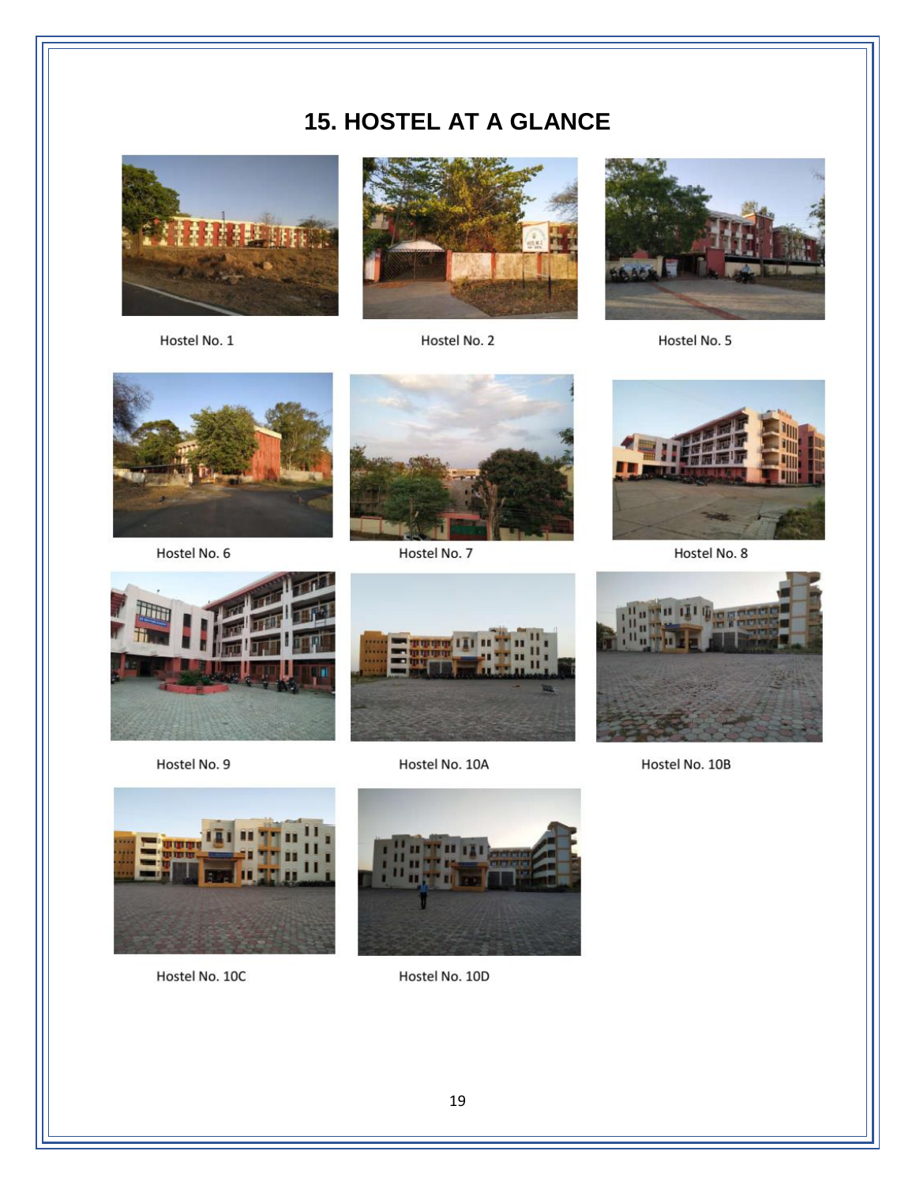# 15. HOSTEL AT A GLANCE

Hostel No. 1

Hostel No. 2

Hostel No. 5

Hostel No. 6

Hostel No. 7

Hostel No. 8

Hostel No. 9

Hostel No. 10A

Hostel No. 10B

Hostel No. 10C

Hostel No. 10D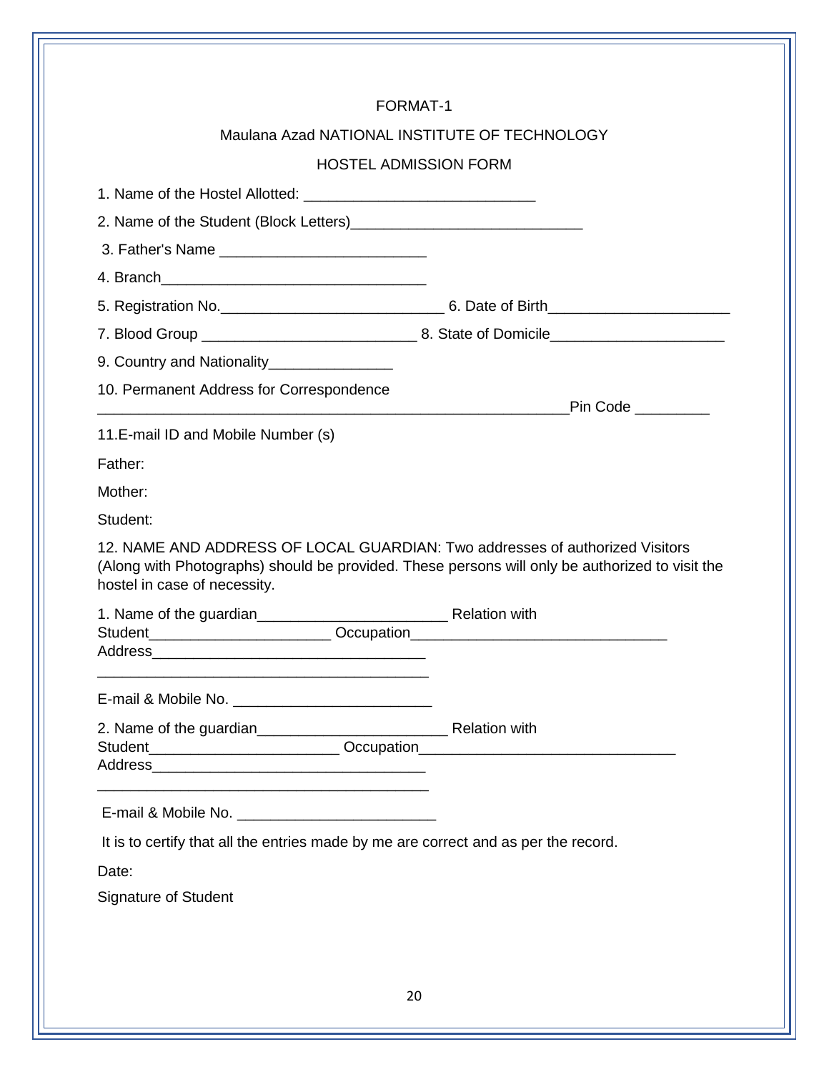FORMAT-1

Maulana Azad NATIONAL INSTITUTE OF TECHNOLOGY

HOSTEL ADMISSION FORM

1. Name of the Hostel Allotted: ____________________________

2. Name of the Student (Block Letters)____________________________

3. Father's Name _________________________

4. Branch_________________________________

5. Registration No.____________________________ 6. Date of Birth______________________

7. Blood Group ___________________________ 8. State of Domicile_____________________

9. Country and Nationality_______________

10. Permanent Address for Correspondence
____________________________________________________________Pin Code _________

11.E-mail ID and Mobile Number (s)

Father:

Mother:

Student:

12. NAME AND ADDRESS OF LOCAL GUARDIAN: Two addresses of authorized Visitors (Along with Photographs) should be provided. These persons will only be authorized to visit the hostel in case of necessity.

1. Name of the guardian________________________ Relation with Student______________________ Occupation________________________________ Address_________________________________
__________________________________________

E-mail & Mobile No. _________________________

2. Name of the guardian________________________ Relation with Student________________________ Occupation________________________________ Address__________________________________
__________________________________________

E-mail & Mobile No. _________________________

It is to certify that all the entries made by me are correct and as per the record.

Date:

Signature of Student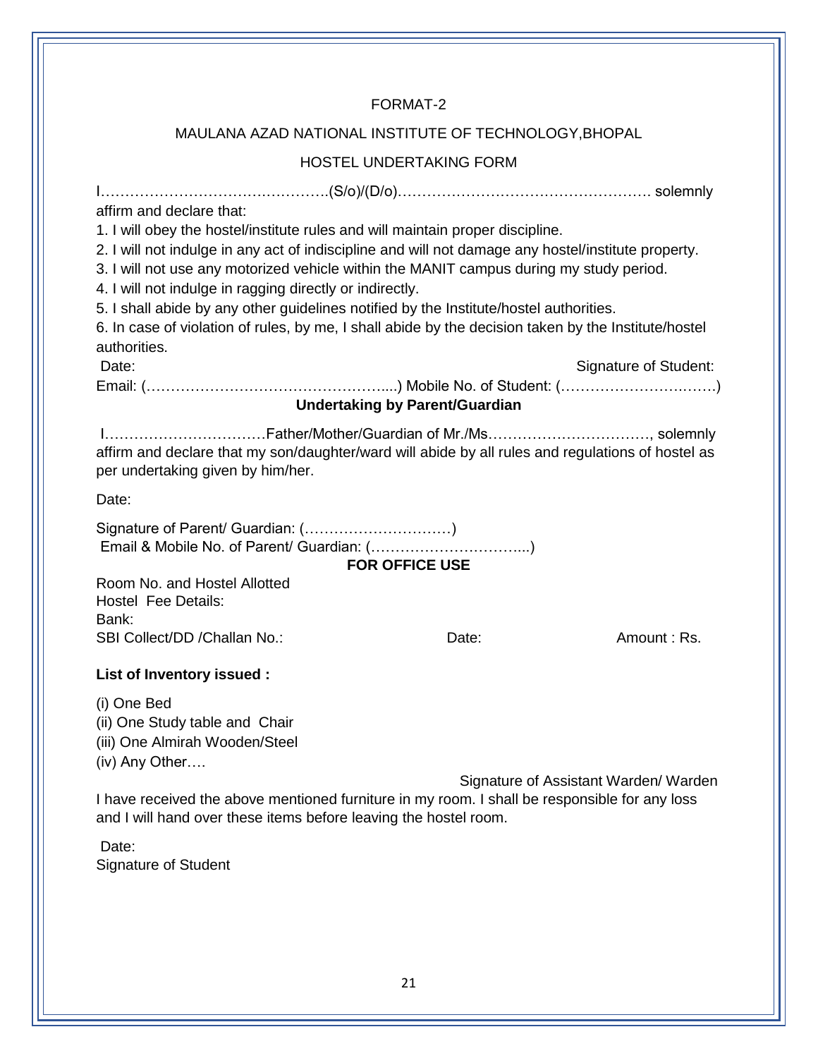FORMAT-2

MAULANA AZAD NATIONAL INSTITUTE OF TECHNOLOGY,BHOPAL

HOSTEL UNDERTAKING FORM

I……………………………………….(S/o)/(D/o)…………………………………………… solemnly affirm and declare that:

1. I will obey the hostel/institute rules and will maintain proper discipline.
2. I will not indulge in any act of indiscipline and will not damage any hostel/institute property.
3. I will not use any motorized vehicle within the MANIT campus during my study period.
4. I will not indulge in ragging directly or indirectly.
5. I shall abide by any other guidelines notified by the Institute/hostel authorities.
6. In case of violation of rules, by me, I shall abide by the decision taken by the Institute/hostel authorities.

Date: Signature of Student:

Email: (…………………………………………....) Mobile No. of Student: (………………………….)

**Undertaking by Parent/Guardian**

I……………………………Father/Mother/Guardian of Mr./Ms……………………………, solemnly affirm and declare that my son/daughter/ward will abide by all rules and regulations of hostel as per undertaking given by him/her.

Date:

Signature of Parent/ Guardian: (…………………………)

Email & Mobile No. of Parent/ Guardian: (…………………………...)

**FOR OFFICE USE**

Room No. and Hostel Allotted

Hostel Fee Details:

Bank:

SBI Collect/DD /Challan No.: Date: Amount : Rs.

**List of Inventory issued :**

(i) One Bed

(ii) One Study table and Chair

(iii) One Almirah Wooden/Steel

(iv) Any Other….

Signature of Assistant Warden/ Warden

I have received the above mentioned furniture in my room. I shall be responsible for any loss and I will hand over these items before leaving the hostel room.

Date:

Signature of Student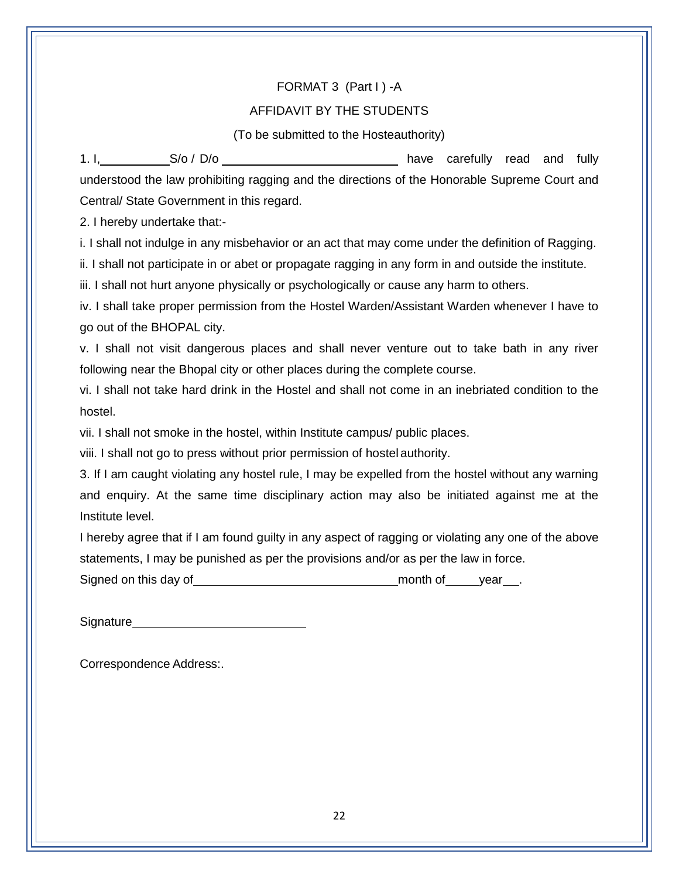FORMAT 3 (Part I ) -A

AFFIDAVIT BY THE STUDENTS

(To be submitted to the Hosteauthority)

1. I,__________S/o / D/o __________________________ have carefully read and fully understood the law prohibiting ragging and the directions of the Honorable Supreme Court and Central/ State Government in this regard.

2. I hereby undertake that:-

i. I shall not indulge in any misbehavior or an act that may come under the definition of Ragging.

ii. I shall not participate in or abet or propagate ragging in any form in and outside the institute.

iii. I shall not hurt anyone physically or psychologically or cause any harm to others.

iv. I shall take proper permission from the Hostel Warden/Assistant Warden whenever I have to go out of the BHOPAL city.

v. I shall not visit dangerous places and shall never venture out to take bath in any river following near the Bhopal city or other places during the complete course.

vi. I shall not take hard drink in the Hostel and shall not come in an inebriated condition to the hostel.

vii. I shall not smoke in the hostel, within Institute campus/ public places.

viii. I shall not go to press without prior permission of hostel authority.

3. If I am caught violating any hostel rule, I may be expelled from the hostel without any warning and enquiry. At the same time disciplinary action may also be initiated against me at the Institute level.

I hereby agree that if I am found guilty in any aspect of ragging or violating any one of the above statements, I may be punished as per the provisions and/or as per the law in force.

Signed on this day of______________________________month of_____year__.

Signature_________________________

Correspondence Address:.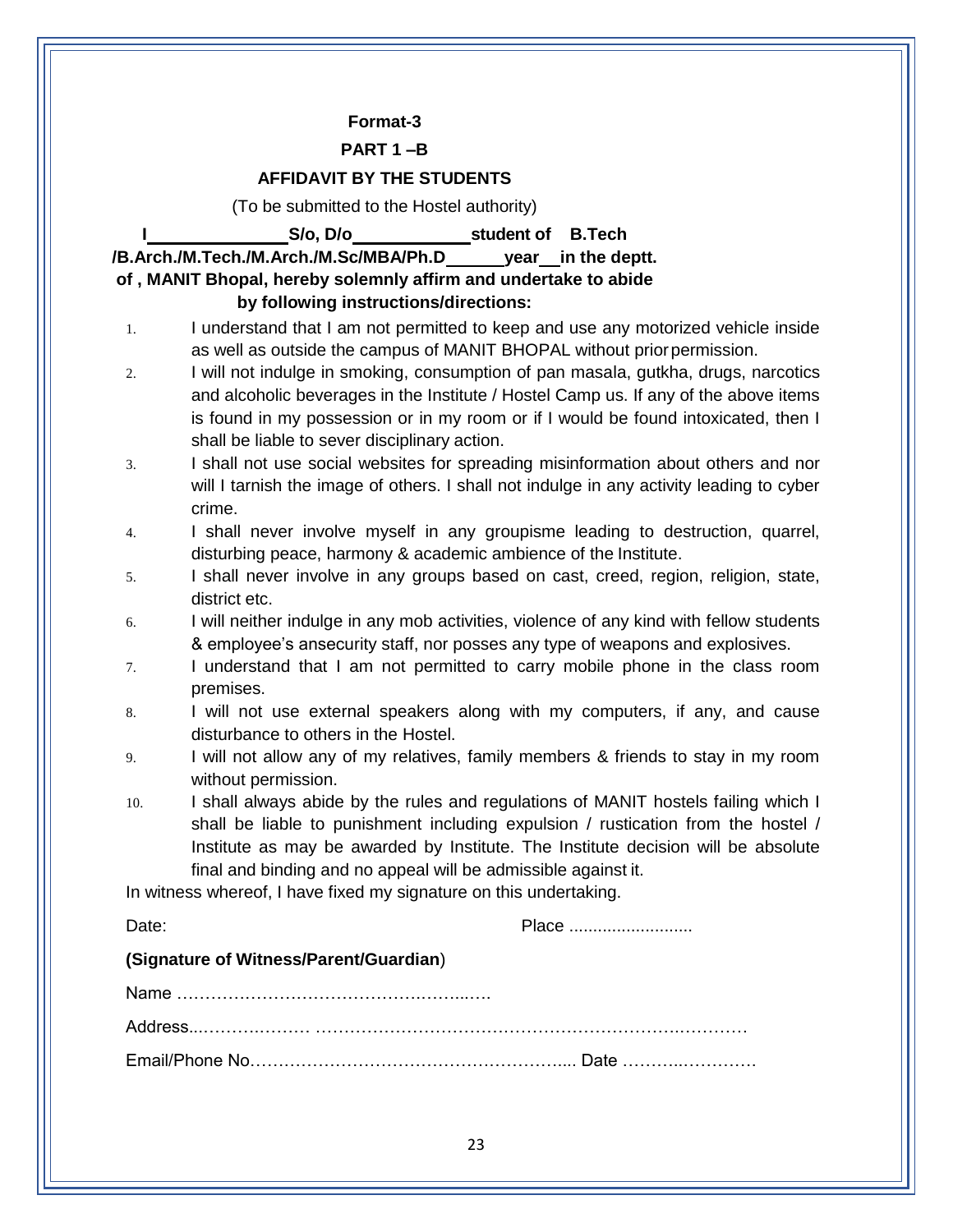**Format-3**

**PART 1 –B**

**AFFIDAVIT BY THE STUDENTS**

(To be submitted to the Hostel authority)

**I\_\_\_\_\_\_\_\_\_\_\_\_\_\_\_S/o, D/o\_\_\_\_\_\_\_\_\_\_\_\_student of B.Tech /B.Arch./M.Tech./M.Arch./M.Sc/MBA/Ph.D\_\_\_\_\_\_year\_\_in the deptt. of , MANIT Bhopal, hereby solemnly affirm and undertake to abide by following instructions/directions:**

1. I understand that I am not permitted to keep and use any motorized vehicle inside as well as outside the campus of MANIT BHOPAL without prior permission.
2. I will not indulge in smoking, consumption of pan masala, gutkha, drugs, narcotics and alcoholic beverages in the Institute / Hostel Camp us. If any of the above items is found in my possession or in my room or if I would be found intoxicated, then I shall be liable to sever disciplinary action.
3. I shall not use social websites for spreading misinformation about others and nor will I tarnish the image of others. I shall not indulge in any activity leading to cyber crime.
4. I shall never involve myself in any groupisme leading to destruction, quarrel, disturbing peace, harmony & academic ambience of the Institute.
5. I shall never involve in any groups based on cast, creed, region, religion, state, district etc.
6. I will neither indulge in any mob activities, violence of any kind with fellow students & employee's ansecurity staff, nor posses any type of weapons and explosives.
7. I understand that I am not permitted to carry mobile phone in the class room premises.
8. I will not use external speakers along with my computers, if any, and cause disturbance to others in the Hostel.
9. I will not allow any of my relatives, family members & friends to stay in my room without permission.
10. I shall always abide by the rules and regulations of MANIT hostels failing which I shall be liable to punishment including expulsion / rustication from the hostel / Institute as may be awarded by Institute. The Institute decision will be absolute final and binding and no appeal will be admissible against it.

In witness whereof, I have fixed my signature on this undertaking.

Date: Place ..........................

**(Signature of Witness/Parent/Guardian**)

Name …………………………………………..…..

Address..………….……… …………………………….……………………….…………

Email/Phone No……………………………………………….... Date ………..………….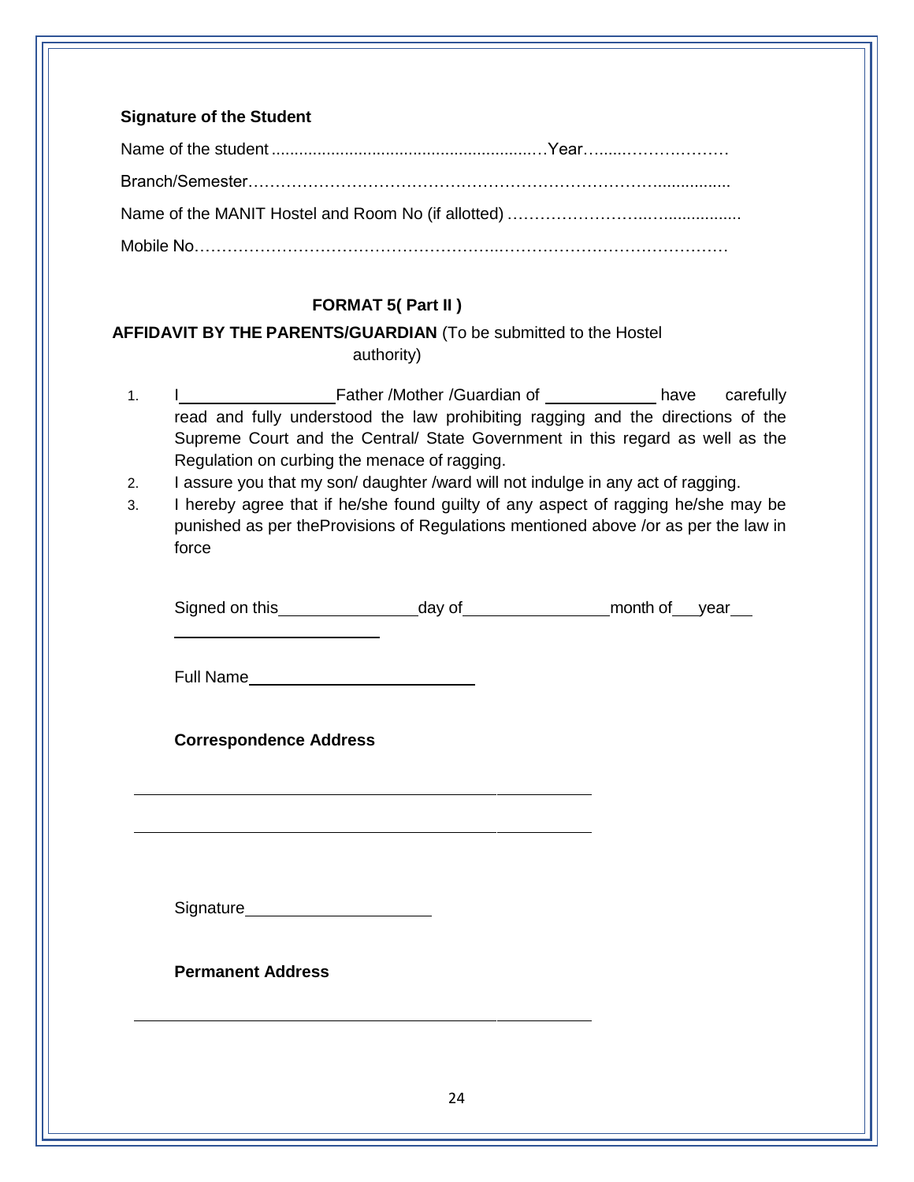**Signature of the Student**

Name of the student ............................................................…Year…......………………

Branch/Semester……………………………………………………………………................

Name of the MANIT Hostel and Room No (if allotted) ……………………..….................

Mobile No……………………………………………..……………………………………

**FORMAT 5( Part II )**

**AFFIDAVIT BY THE PARENTS/GUARDIAN** (To be submitted to the Hostel authority)

1. I \_\_\_\_\_\_\_\_\_\_\_\_\_\_\_\_\_\_ Father /Mother /Guardian of \_\_\_\_\_\_\_\_\_\_\_\_\_ have carefully read and fully understood the law prohibiting ragging and the directions of the Supreme Court and the Central/ State Government in this regard as well as the Regulation on curbing the menace of ragging.
2. I assure you that my son/ daughter /ward will not indulge in any act of ragging.
3. I hereby agree that if he/she found guilty of any aspect of ragging he/she may be punished as per theProvisions of Regulations mentioned above /or as per the law in force

Signed on this\_\_\_\_\_\_\_\_\_\_\_\_\_\_\_\_day of\_\_\_\_\_\_\_\_\_\_\_\_\_\_\_\_\_month of\_\_\_year\_\_

\_\_\_\_\_\_\_\_\_\_\_\_\_\_\_\_\_\_\_\_\_\_\_\_\_\_

Full Name\_\_\_\_\_\_\_\_\_\_\_\_\_\_\_\_\_\_\_\_\_\_\_\_\_\_\_\_

**Correspondence Address**

\_\_\_\_\_\_\_\_\_\_\_\_\_\_\_\_\_\_\_\_\_\_\_\_\_\_\_\_\_\_\_\_\_\_\_\_\_\_\_\_\_\_\_\_\_\_\_\_\_\_\_\_\_\_\_\_

\_\_\_\_\_\_\_\_\_\_\_\_\_\_\_\_\_\_\_\_\_\_\_\_\_\_\_\_\_\_\_\_\_\_\_\_\_\_\_\_\_\_\_\_\_\_\_\_\_\_\_\_\_\_\_\_

Signature\_\_\_\_\_\_\_\_\_\_\_\_\_\_\_\_\_\_\_\_\_\_

**Permanent Address**

\_\_\_\_\_\_\_\_\_\_\_\_\_\_\_\_\_\_\_\_\_\_\_\_\_\_\_\_\_\_\_\_\_\_\_\_\_\_\_\_\_\_\_\_\_\_\_\_\_\_\_\_\_\_\_\_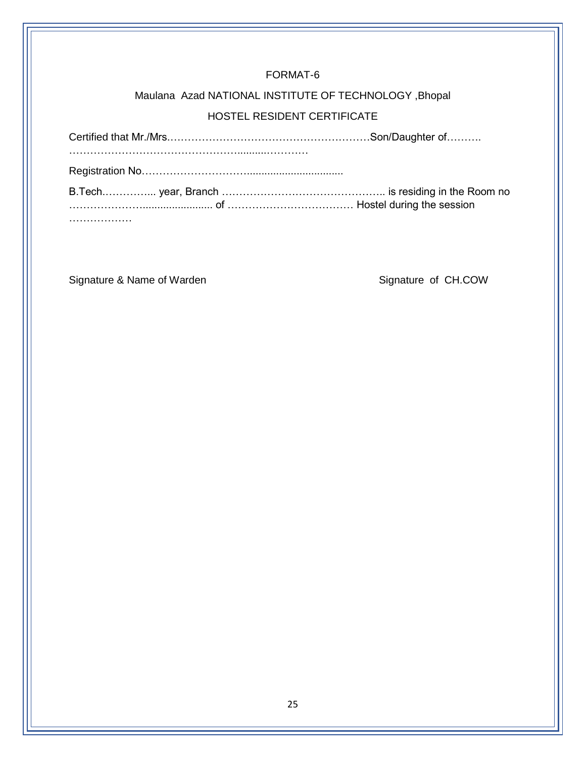FORMAT-6

Maulana Azad NATIONAL INSTITUTE OF TECHNOLOGY ,Bhopal

HOSTEL RESIDENT CERTIFICATE

Certified that Mr./Mrs.…………………………………………………Son/Daughter of……….
………………………………………….........…………

Registration No…………………………..................................

B.Tech.…………... year, Branch ……………………………………….. is residing in the Room no
…………………........................ of ……………………………… Hostel during the session
………………

Signature & Name of Warden                                        Signature of CH.COW